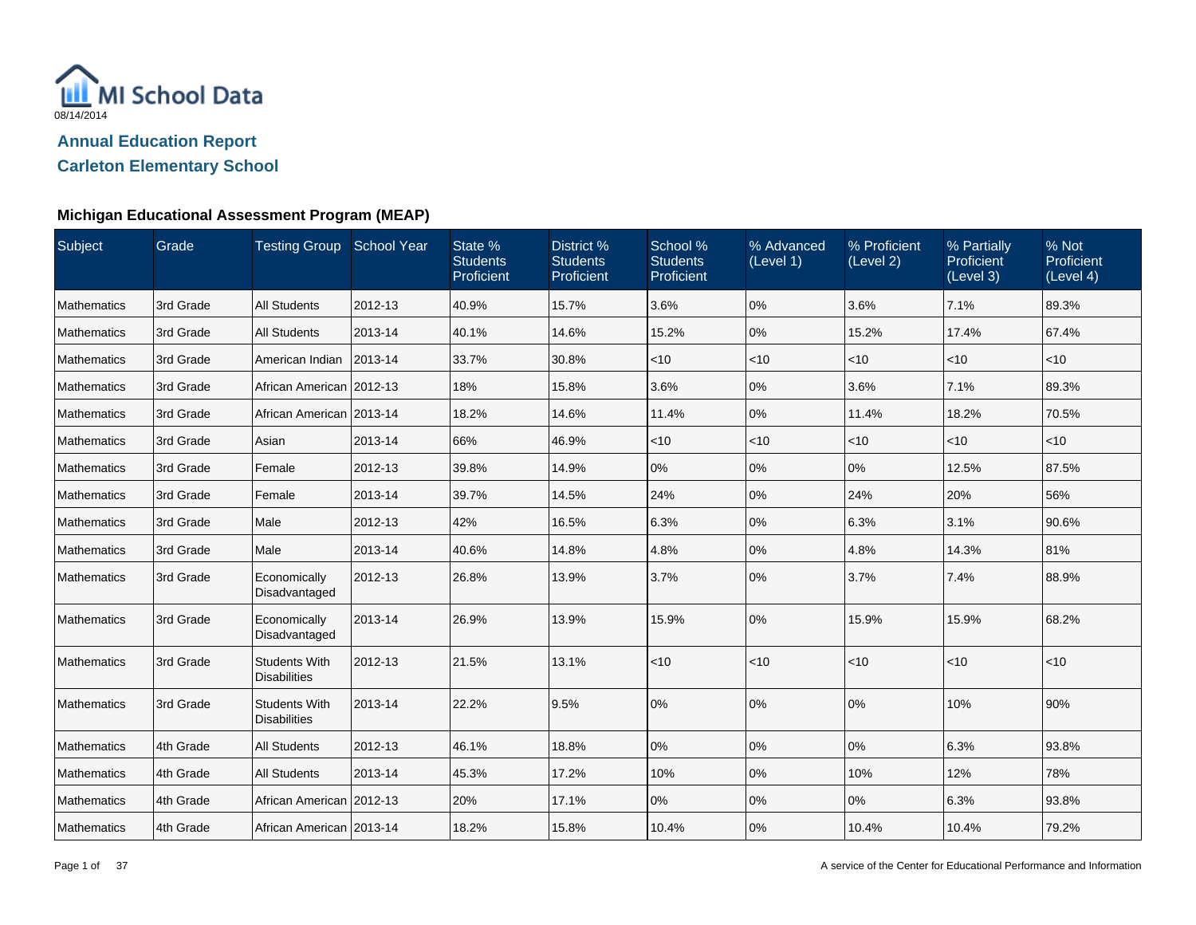MI School Data

08/14/2014

## Annual Education Report

## Carleton Elementary School

### Michigan Educational Assessment Program (MEAP)

| Subject | Grade | Testing Group | School Year | State % Students Proficient | District % Students Proficient | School % Students Proficient | % Advanced (Level 1) | % Proficient (Level 2) | % Partially Proficient (Level 3) | % Not Proficient (Level 4) |
|---|---|---|---|---|---|---|---|---|---|---|
| Mathematics | 3rd Grade | All Students | 2012-13 | 40.9% | 15.7% | 3.6% | 0% | 3.6% | 7.1% | 89.3% |
| Mathematics | 3rd Grade | All Students | 2013-14 | 40.1% | 14.6% | 15.2% | 0% | 15.2% | 17.4% | 67.4% |
| Mathematics | 3rd Grade | American Indian | 2013-14 | 33.7% | 30.8% | <10 | <10 | <10 | <10 | <10 |
| Mathematics | 3rd Grade | African American | 2012-13 | 18% | 15.8% | 3.6% | 0% | 3.6% | 7.1% | 89.3% |
| Mathematics | 3rd Grade | African American | 2013-14 | 18.2% | 14.6% | 11.4% | 0% | 11.4% | 18.2% | 70.5% |
| Mathematics | 3rd Grade | Asian | 2013-14 | 66% | 46.9% | <10 | <10 | <10 | <10 | <10 |
| Mathematics | 3rd Grade | Female | 2012-13 | 39.8% | 14.9% | 0% | 0% | 0% | 12.5% | 87.5% |
| Mathematics | 3rd Grade | Female | 2013-14 | 39.7% | 14.5% | 24% | 0% | 24% | 20% | 56% |
| Mathematics | 3rd Grade | Male | 2012-13 | 42% | 16.5% | 6.3% | 0% | 6.3% | 3.1% | 90.6% |
| Mathematics | 3rd Grade | Male | 2013-14 | 40.6% | 14.8% | 4.8% | 0% | 4.8% | 14.3% | 81% |
| Mathematics | 3rd Grade | Economically Disadvantaged | 2012-13 | 26.8% | 13.9% | 3.7% | 0% | 3.7% | 7.4% | 88.9% |
| Mathematics | 3rd Grade | Economically Disadvantaged | 2013-14 | 26.9% | 13.9% | 15.9% | 0% | 15.9% | 15.9% | 68.2% |
| Mathematics | 3rd Grade | Students With Disabilities | 2012-13 | 21.5% | 13.1% | <10 | <10 | <10 | <10 | <10 |
| Mathematics | 3rd Grade | Students With Disabilities | 2013-14 | 22.2% | 9.5% | 0% | 0% | 0% | 10% | 90% |
| Mathematics | 4th Grade | All Students | 2012-13 | 46.1% | 18.8% | 0% | 0% | 0% | 6.3% | 93.8% |
| Mathematics | 4th Grade | All Students | 2013-14 | 45.3% | 17.2% | 10% | 0% | 10% | 12% | 78% |
| Mathematics | 4th Grade | African American | 2012-13 | 20% | 17.1% | 0% | 0% | 0% | 6.3% | 93.8% |
| Mathematics | 4th Grade | African American | 2013-14 | 18.2% | 15.8% | 10.4% | 0% | 10.4% | 10.4% | 79.2% |

A service of the Center for Educational Performance and Information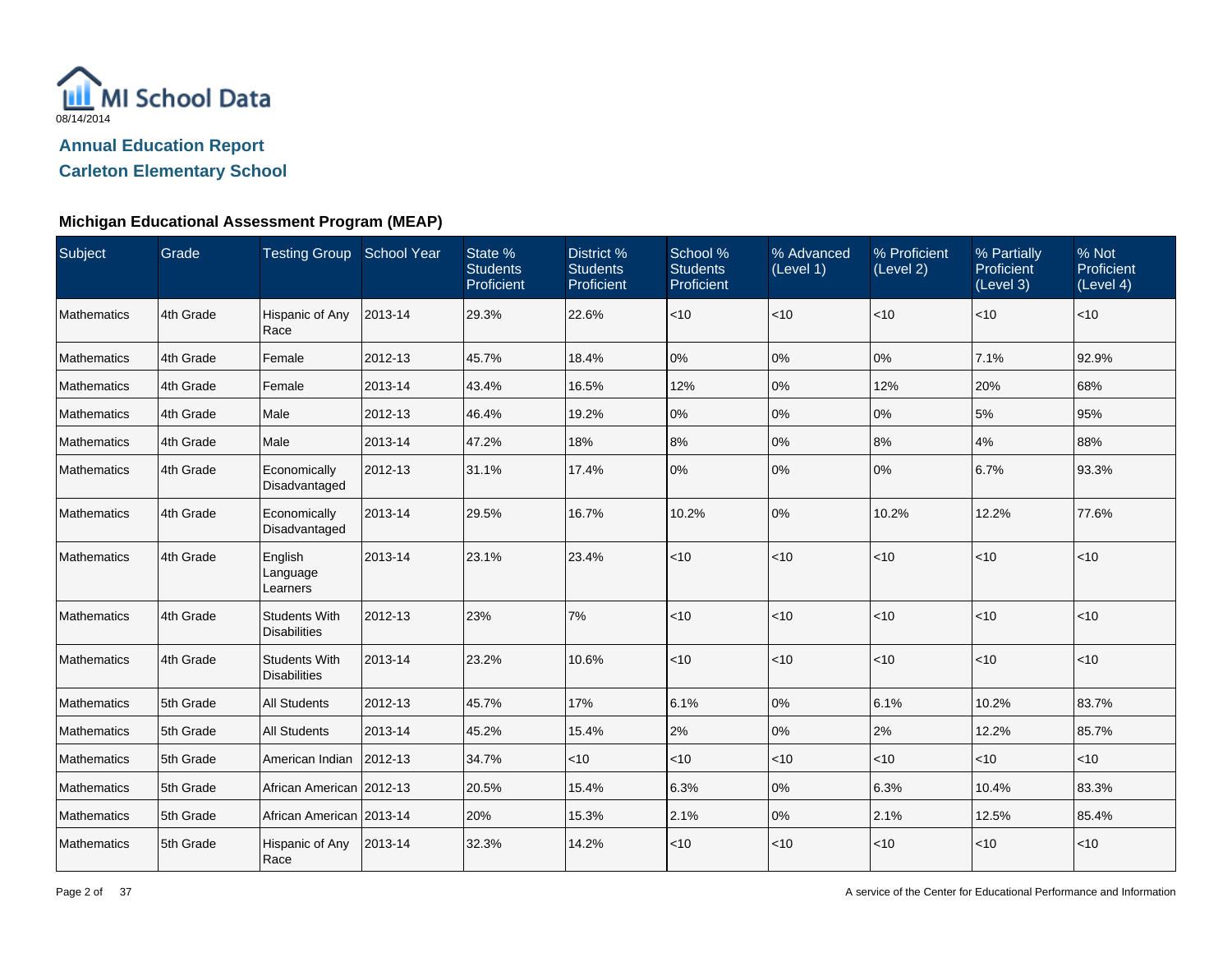MI School Data
08/14/2014

## Annual Education Report

## Carleton Elementary School

### Michigan Educational Assessment Program (MEAP)

| Subject | Grade | Testing Group | School Year | State % Students Proficient | District % Students Proficient | School % Students Proficient | % Advanced (Level 1) | % Proficient (Level 2) | % Partially Proficient (Level 3) | % Not Proficient (Level 4) |
|---|---|---|---|---|---|---|---|---|---|---|
| Mathematics | 4th Grade | Hispanic of Any Race | 2013-14 | 29.3% | 22.6% | <10 | <10 | <10 | <10 | <10 |
| Mathematics | 4th Grade | Female | 2012-13 | 45.7% | 18.4% | 0% | 0% | 0% | 7.1% | 92.9% |
| Mathematics | 4th Grade | Female | 2013-14 | 43.4% | 16.5% | 12% | 0% | 12% | 20% | 68% |
| Mathematics | 4th Grade | Male | 2012-13 | 46.4% | 19.2% | 0% | 0% | 0% | 5% | 95% |
| Mathematics | 4th Grade | Male | 2013-14 | 47.2% | 18% | 8% | 0% | 8% | 4% | 88% |
| Mathematics | 4th Grade | Economically Disadvantaged | 2012-13 | 31.1% | 17.4% | 0% | 0% | 0% | 6.7% | 93.3% |
| Mathematics | 4th Grade | Economically Disadvantaged | 2013-14 | 29.5% | 16.7% | 10.2% | 0% | 10.2% | 12.2% | 77.6% |
| Mathematics | 4th Grade | English Language Learners | 2013-14 | 23.1% | 23.4% | <10 | <10 | <10 | <10 | <10 |
| Mathematics | 4th Grade | Students With Disabilities | 2012-13 | 23% | 7% | <10 | <10 | <10 | <10 | <10 |
| Mathematics | 4th Grade | Students With Disabilities | 2013-14 | 23.2% | 10.6% | <10 | <10 | <10 | <10 | <10 |
| Mathematics | 5th Grade | All Students | 2012-13 | 45.7% | 17% | 6.1% | 0% | 6.1% | 10.2% | 83.7% |
| Mathematics | 5th Grade | All Students | 2013-14 | 45.2% | 15.4% | 2% | 0% | 2% | 12.2% | 85.7% |
| Mathematics | 5th Grade | American Indian | 2012-13 | 34.7% | <10 | <10 | <10 | <10 | <10 | <10 |
| Mathematics | 5th Grade | African American | 2012-13 | 20.5% | 15.4% | 6.3% | 0% | 6.3% | 10.4% | 83.3% |
| Mathematics | 5th Grade | African American | 2013-14 | 20% | 15.3% | 2.1% | 0% | 2.1% | 12.5% | 85.4% |
| Mathematics | 5th Grade | Hispanic of Any Race | 2013-14 | 32.3% | 14.2% | <10 | <10 | <10 | <10 | <10 |

A service of the Center for Educational Performance and Information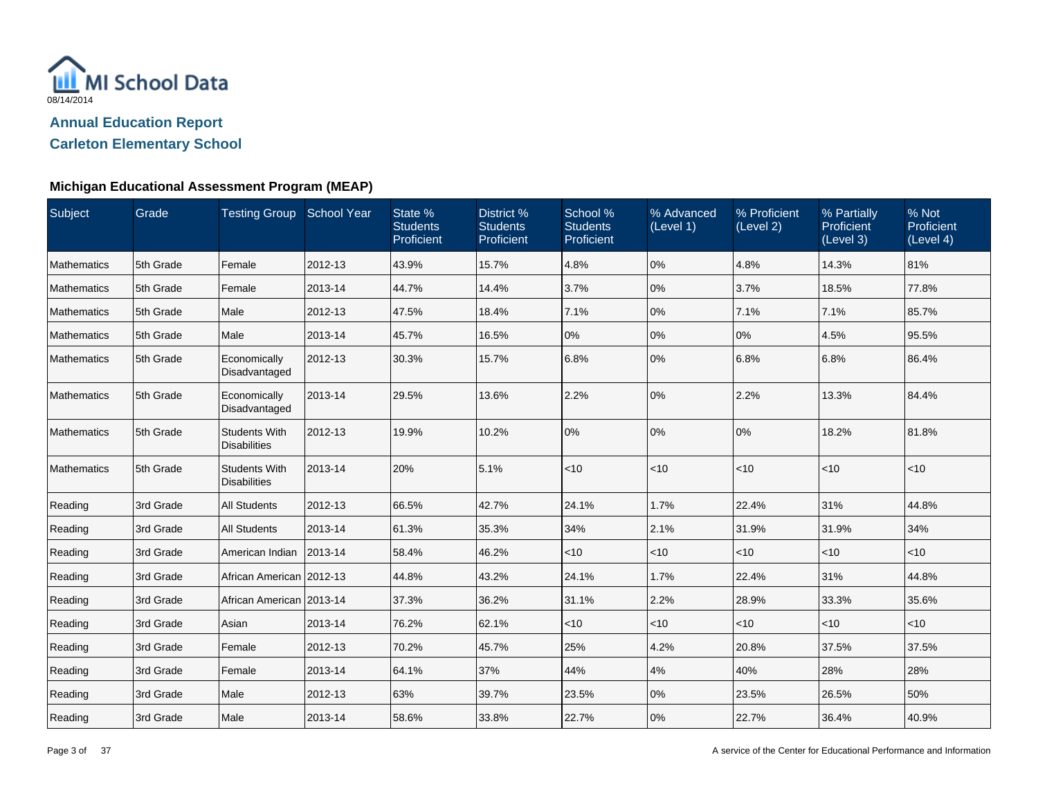MI School Data

08/14/2014

## Annual Education Report

## Carleton Elementary School

### Michigan Educational Assessment Program (MEAP)

| Subject | Grade | Testing Group | School Year | State % Students Proficient | District % Students Proficient | School % Students Proficient | % Advanced (Level 1) | % Proficient (Level 2) | % Partially Proficient (Level 3) | % Not Proficient (Level 4) |
|---|---|---|---|---|---|---|---|---|---|---|
| Mathematics | 5th Grade | Female | 2012-13 | 43.9% | 15.7% | 4.8% | 0% | 4.8% | 14.3% | 81% |
| Mathematics | 5th Grade | Female | 2013-14 | 44.7% | 14.4% | 3.7% | 0% | 3.7% | 18.5% | 77.8% |
| Mathematics | 5th Grade | Male | 2012-13 | 47.5% | 18.4% | 7.1% | 0% | 7.1% | 7.1% | 85.7% |
| Mathematics | 5th Grade | Male | 2013-14 | 45.7% | 16.5% | 0% | 0% | 0% | 4.5% | 95.5% |
| Mathematics | 5th Grade | Economically Disadvantaged | 2012-13 | 30.3% | 15.7% | 6.8% | 0% | 6.8% | 6.8% | 86.4% |
| Mathematics | 5th Grade | Economically Disadvantaged | 2013-14 | 29.5% | 13.6% | 2.2% | 0% | 2.2% | 13.3% | 84.4% |
| Mathematics | 5th Grade | Students With Disabilities | 2012-13 | 19.9% | 10.2% | 0% | 0% | 0% | 18.2% | 81.8% |
| Mathematics | 5th Grade | Students With Disabilities | 2013-14 | 20% | 5.1% | <10 | <10 | <10 | <10 | <10 |
| Reading | 3rd Grade | All Students | 2012-13 | 66.5% | 42.7% | 24.1% | 1.7% | 22.4% | 31% | 44.8% |
| Reading | 3rd Grade | All Students | 2013-14 | 61.3% | 35.3% | 34% | 2.1% | 31.9% | 31.9% | 34% |
| Reading | 3rd Grade | American Indian | 2013-14 | 58.4% | 46.2% | <10 | <10 | <10 | <10 | <10 |
| Reading | 3rd Grade | African American | 2012-13 | 44.8% | 43.2% | 24.1% | 1.7% | 22.4% | 31% | 44.8% |
| Reading | 3rd Grade | African American | 2013-14 | 37.3% | 36.2% | 31.1% | 2.2% | 28.9% | 33.3% | 35.6% |
| Reading | 3rd Grade | Asian | 2013-14 | 76.2% | 62.1% | <10 | <10 | <10 | <10 | <10 |
| Reading | 3rd Grade | Female | 2012-13 | 70.2% | 45.7% | 25% | 4.2% | 20.8% | 37.5% | 37.5% |
| Reading | 3rd Grade | Female | 2013-14 | 64.1% | 37% | 44% | 4% | 40% | 28% | 28% |
| Reading | 3rd Grade | Male | 2012-13 | 63% | 39.7% | 23.5% | 0% | 23.5% | 26.5% | 50% |
| Reading | 3rd Grade | Male | 2013-14 | 58.6% | 33.8% | 22.7% | 0% | 22.7% | 36.4% | 40.9% |

A service of the Center for Educational Performance and Information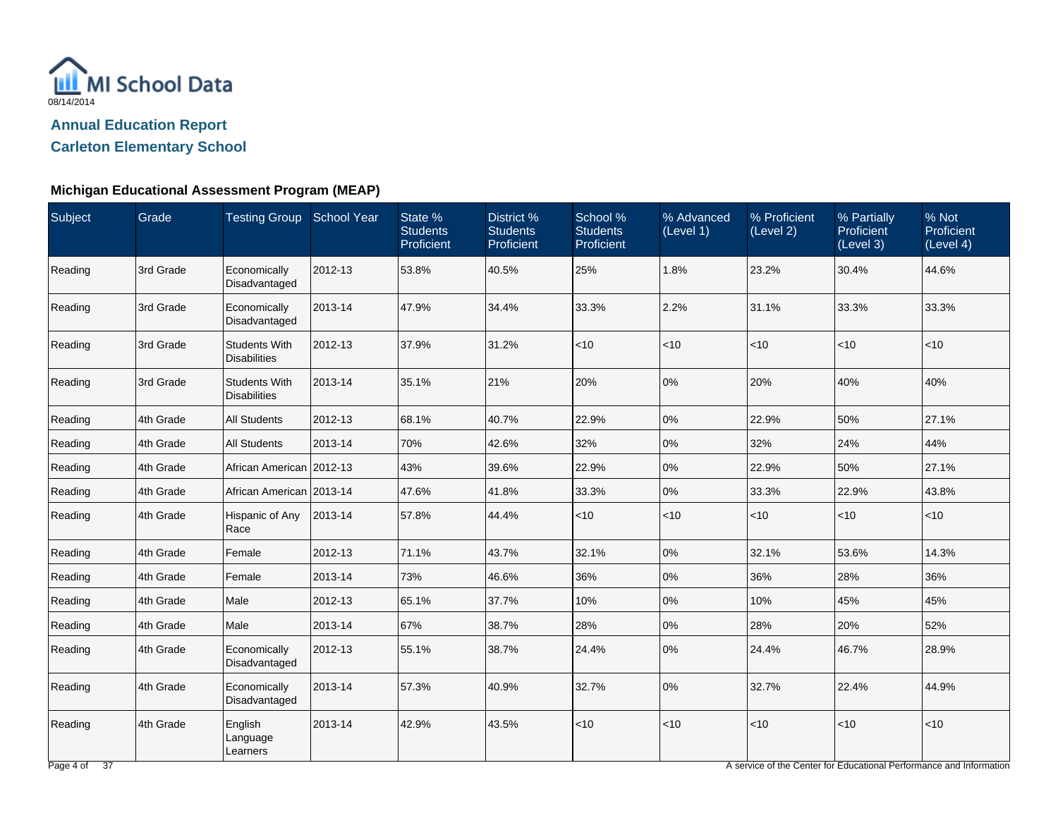MI School Data

08/14/2014

## Annual Education Report

## Carleton Elementary School

### Michigan Educational Assessment Program (MEAP)

| Subject | Grade | Testing Group | School Year | State % Students Proficient | District % Students Proficient | School % Students Proficient | % Advanced (Level 1) | % Proficient (Level 2) | % Partially Proficient (Level 3) | % Not Proficient (Level 4) |
|---|---|---|---|---|---|---|---|---|---|---|
| Reading | 3rd Grade | Economically Disadvantaged | 2012-13 | 53.8% | 40.5% | 25% | 1.8% | 23.2% | 30.4% | 44.6% |
| Reading | 3rd Grade | Economically Disadvantaged | 2013-14 | 47.9% | 34.4% | 33.3% | 2.2% | 31.1% | 33.3% | 33.3% |
| Reading | 3rd Grade | Students With Disabilities | 2012-13 | 37.9% | 31.2% | <10 | <10 | <10 | <10 | <10 |
| Reading | 3rd Grade | Students With Disabilities | 2013-14 | 35.1% | 21% | 20% | 0% | 20% | 40% | 40% |
| Reading | 4th Grade | All Students | 2012-13 | 68.1% | 40.7% | 22.9% | 0% | 22.9% | 50% | 27.1% |
| Reading | 4th Grade | All Students | 2013-14 | 70% | 42.6% | 32% | 0% | 32% | 24% | 44% |
| Reading | 4th Grade | African American | 2012-13 | 43% | 39.6% | 22.9% | 0% | 22.9% | 50% | 27.1% |
| Reading | 4th Grade | African American | 2013-14 | 47.6% | 41.8% | 33.3% | 0% | 33.3% | 22.9% | 43.8% |
| Reading | 4th Grade | Hispanic of Any Race | 2013-14 | 57.8% | 44.4% | <10 | <10 | <10 | <10 | <10 |
| Reading | 4th Grade | Female | 2012-13 | 71.1% | 43.7% | 32.1% | 0% | 32.1% | 53.6% | 14.3% |
| Reading | 4th Grade | Female | 2013-14 | 73% | 46.6% | 36% | 0% | 36% | 28% | 36% |
| Reading | 4th Grade | Male | 2012-13 | 65.1% | 37.7% | 10% | 0% | 10% | 45% | 45% |
| Reading | 4th Grade | Male | 2013-14 | 67% | 38.7% | 28% | 0% | 28% | 20% | 52% |
| Reading | 4th Grade | Economically Disadvantaged | 2012-13 | 55.1% | 38.7% | 24.4% | 0% | 24.4% | 46.7% | 28.9% |
| Reading | 4th Grade | Economically Disadvantaged | 2013-14 | 57.3% | 40.9% | 32.7% | 0% | 32.7% | 22.4% | 44.9% |
| Reading | 4th Grade | English Language Learners | 2013-14 | 42.9% | 43.5% | <10 | <10 | <10 | <10 | <10 |

A service of the Center for Educational Performance and Information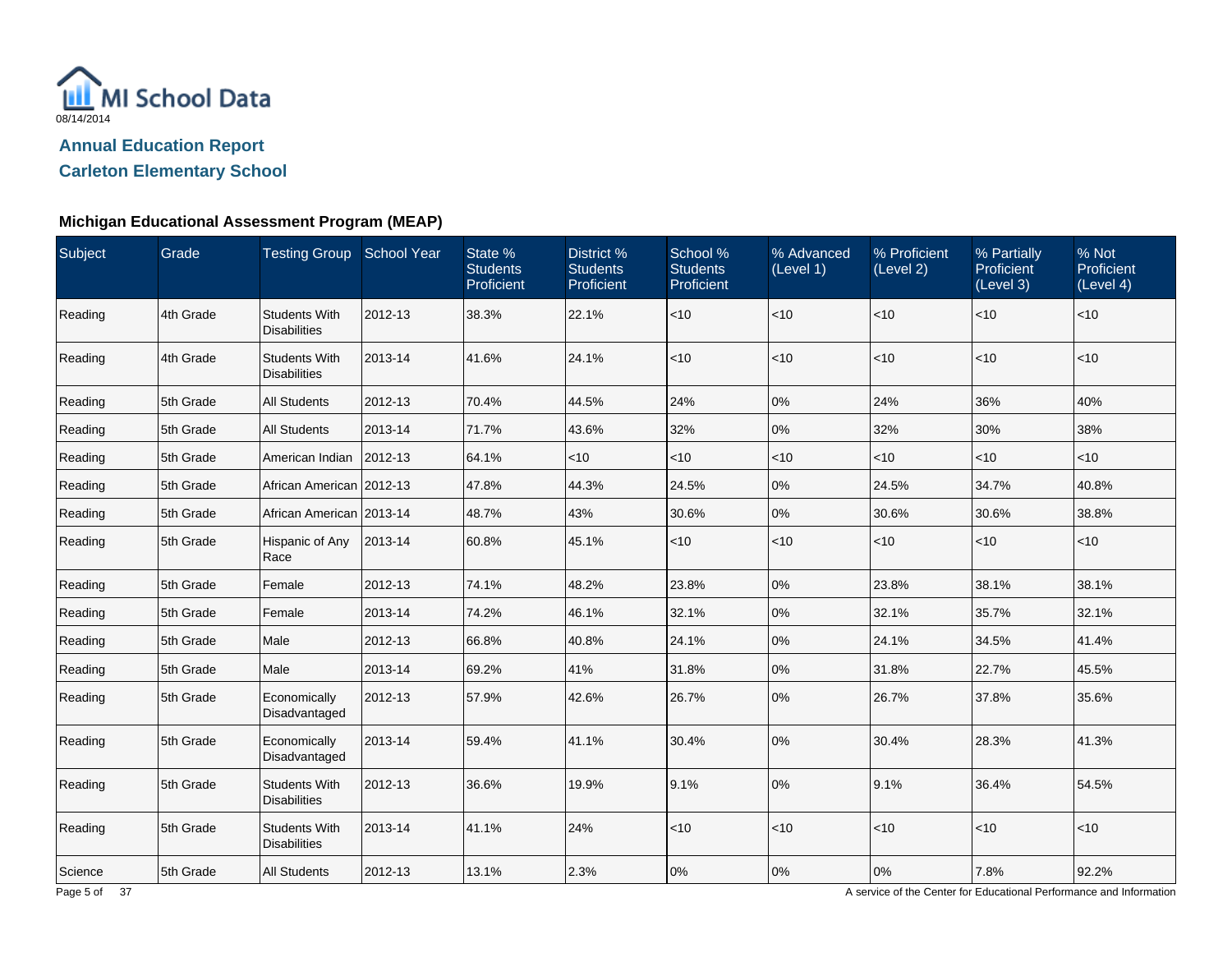MI School Data
08/14/2014

## Annual Education Report

## Carleton Elementary School

### Michigan Educational Assessment Program (MEAP)

| Subject | Grade | Testing Group | School Year | State % Students Proficient | District % Students Proficient | School % Students Proficient | % Advanced (Level 1) | % Proficient (Level 2) | % Partially Proficient (Level 3) | % Not Proficient (Level 4) |
|---|---|---|---|---|---|---|---|---|---|---|
| Reading | 4th Grade | Students With Disabilities | 2012-13 | 38.3% | 22.1% | <10 | <10 | <10 | <10 | <10 |
| Reading | 4th Grade | Students With Disabilities | 2013-14 | 41.6% | 24.1% | <10 | <10 | <10 | <10 | <10 |
| Reading | 5th Grade | All Students | 2012-13 | 70.4% | 44.5% | 24% | 0% | 24% | 36% | 40% |
| Reading | 5th Grade | All Students | 2013-14 | 71.7% | 43.6% | 32% | 0% | 32% | 30% | 38% |
| Reading | 5th Grade | American Indian | 2012-13 | 64.1% | <10 | <10 | <10 | <10 | <10 | <10 |
| Reading | 5th Grade | African American | 2012-13 | 47.8% | 44.3% | 24.5% | 0% | 24.5% | 34.7% | 40.8% |
| Reading | 5th Grade | African American | 2013-14 | 48.7% | 43% | 30.6% | 0% | 30.6% | 30.6% | 38.8% |
| Reading | 5th Grade | Hispanic of Any Race | 2013-14 | 60.8% | 45.1% | <10 | <10 | <10 | <10 | <10 |
| Reading | 5th Grade | Female | 2012-13 | 74.1% | 48.2% | 23.8% | 0% | 23.8% | 38.1% | 38.1% |
| Reading | 5th Grade | Female | 2013-14 | 74.2% | 46.1% | 32.1% | 0% | 32.1% | 35.7% | 32.1% |
| Reading | 5th Grade | Male | 2012-13 | 66.8% | 40.8% | 24.1% | 0% | 24.1% | 34.5% | 41.4% |
| Reading | 5th Grade | Male | 2013-14 | 69.2% | 41% | 31.8% | 0% | 31.8% | 22.7% | 45.5% |
| Reading | 5th Grade | Economically Disadvantaged | 2012-13 | 57.9% | 42.6% | 26.7% | 0% | 26.7% | 37.8% | 35.6% |
| Reading | 5th Grade | Economically Disadvantaged | 2013-14 | 59.4% | 41.1% | 30.4% | 0% | 30.4% | 28.3% | 41.3% |
| Reading | 5th Grade | Students With Disabilities | 2012-13 | 36.6% | 19.9% | 9.1% | 0% | 9.1% | 36.4% | 54.5% |
| Reading | 5th Grade | Students With Disabilities | 2013-14 | 41.1% | 24% | <10 | <10 | <10 | <10 | <10 |
| Science | 5th Grade | All Students | 2012-13 | 13.1% | 2.3% | 0% | 0% | 0% | 7.8% | 92.2% |

A service of the Center for Educational Performance and Information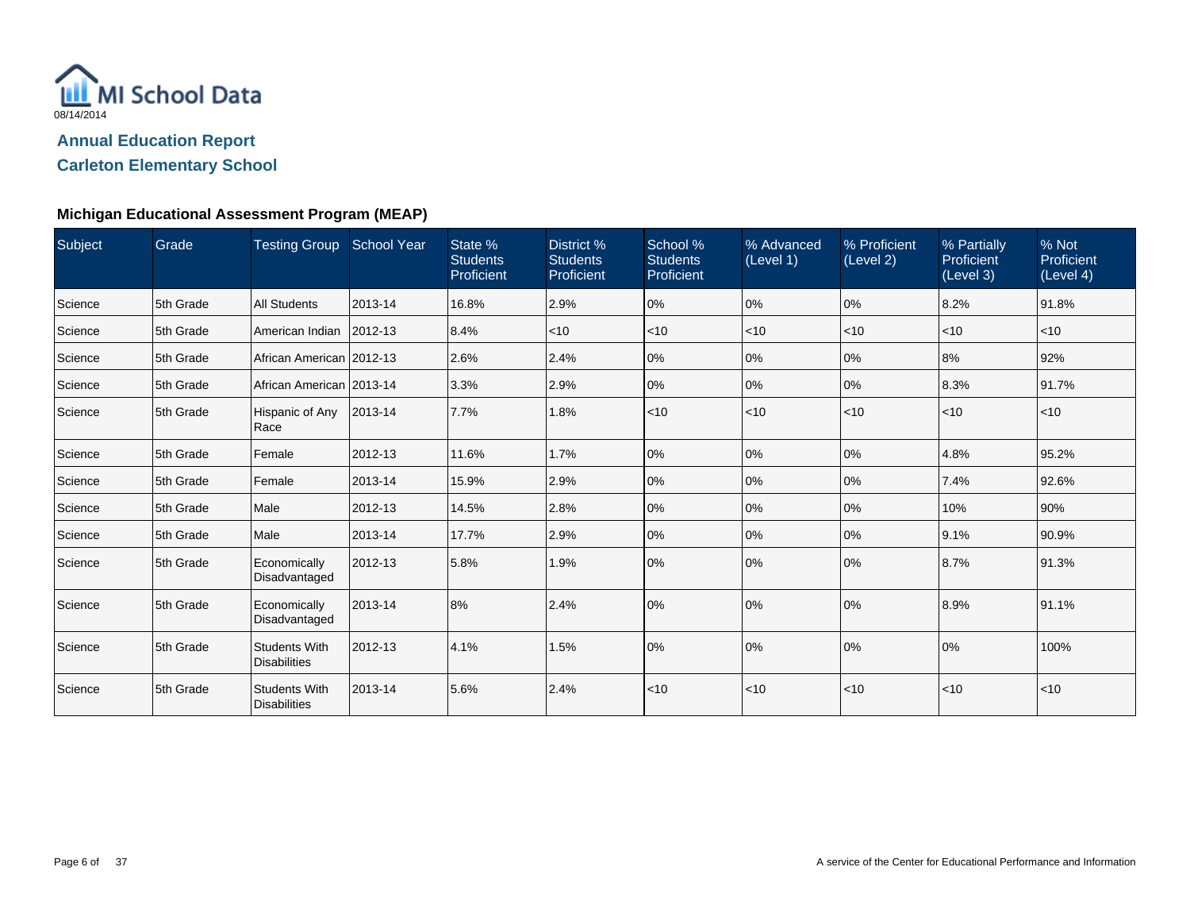MI School Data

08/14/2014

## Annual Education Report

## Carleton Elementary School

### Michigan Educational Assessment Program (MEAP)

| Subject | Grade | Testing Group | School Year | State % Students Proficient | District % Students Proficient | School % Students Proficient | % Advanced (Level 1) | % Proficient (Level 2) | % Partially Proficient (Level 3) | % Not Proficient (Level 4) |
|---|---|---|---|---|---|---|---|---|---|---|
| Science | 5th Grade | All Students | 2013-14 | 16.8% | 2.9% | 0% | 0% | 0% | 8.2% | 91.8% |
| Science | 5th Grade | American Indian | 2012-13 | 8.4% | <10 | <10 | <10 | <10 | <10 | <10 |
| Science | 5th Grade | African American | 2012-13 | 2.6% | 2.4% | 0% | 0% | 0% | 8% | 92% |
| Science | 5th Grade | African American | 2013-14 | 3.3% | 2.9% | 0% | 0% | 0% | 8.3% | 91.7% |
| Science | 5th Grade | Hispanic of Any Race | 2013-14 | 7.7% | 1.8% | <10 | <10 | <10 | <10 | <10 |
| Science | 5th Grade | Female | 2012-13 | 11.6% | 1.7% | 0% | 0% | 0% | 4.8% | 95.2% |
| Science | 5th Grade | Female | 2013-14 | 15.9% | 2.9% | 0% | 0% | 0% | 7.4% | 92.6% |
| Science | 5th Grade | Male | 2012-13 | 14.5% | 2.8% | 0% | 0% | 0% | 10% | 90% |
| Science | 5th Grade | Male | 2013-14 | 17.7% | 2.9% | 0% | 0% | 0% | 9.1% | 90.9% |
| Science | 5th Grade | Economically Disadvantaged | 2012-13 | 5.8% | 1.9% | 0% | 0% | 0% | 8.7% | 91.3% |
| Science | 5th Grade | Economically Disadvantaged | 2013-14 | 8% | 2.4% | 0% | 0% | 0% | 8.9% | 91.1% |
| Science | 5th Grade | Students With Disabilities | 2012-13 | 4.1% | 1.5% | 0% | 0% | 0% | 0% | 100% |
| Science | 5th Grade | Students With Disabilities | 2013-14 | 5.6% | 2.4% | <10 | <10 | <10 | <10 | <10 |

A service of the Center for Educational Performance and Information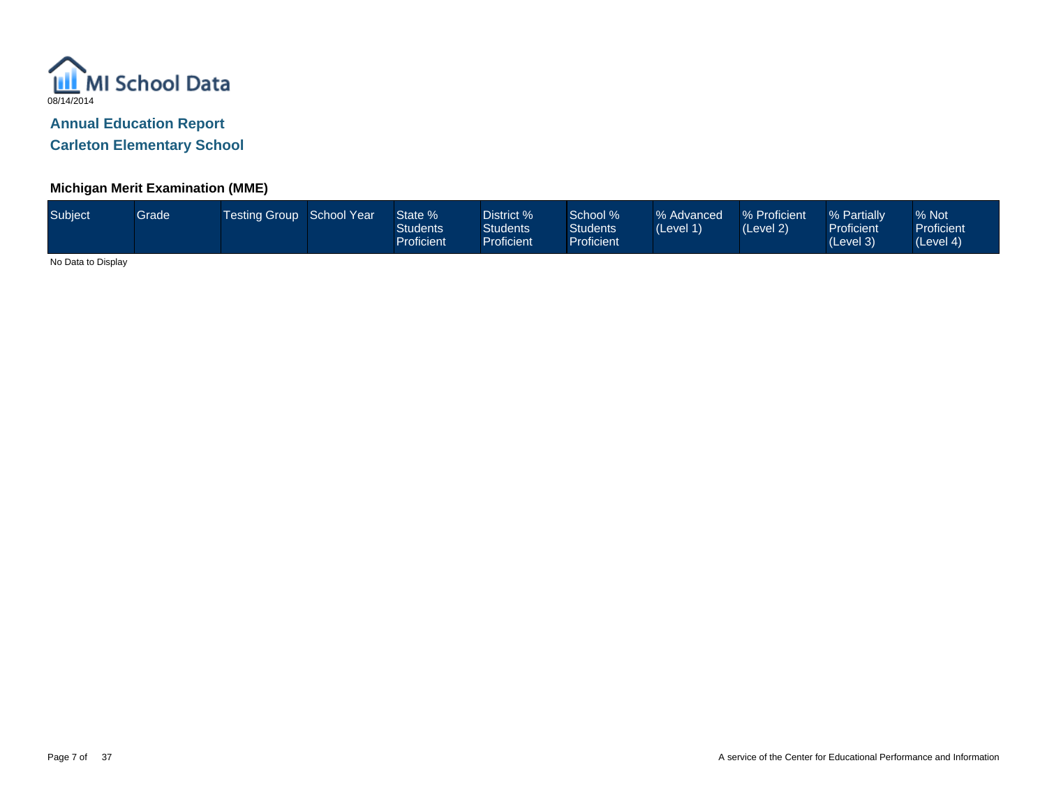MI School Data

08/14/2014

## Annual Education Report

## Carleton Elementary School

### Michigan Merit Examination (MME)

| Subject | Grade | Testing Group | School Year | State % Students Proficient | District % Students Proficient | School % Students Proficient | % Advanced (Level 1) | % Proficient (Level 2) | % Partially Proficient (Level 3) | % Not Proficient (Level 4) |
|---|---|---|---|---|---|---|---|---|---|---|

No Data to Display

A service of the Center for Educational Performance and Information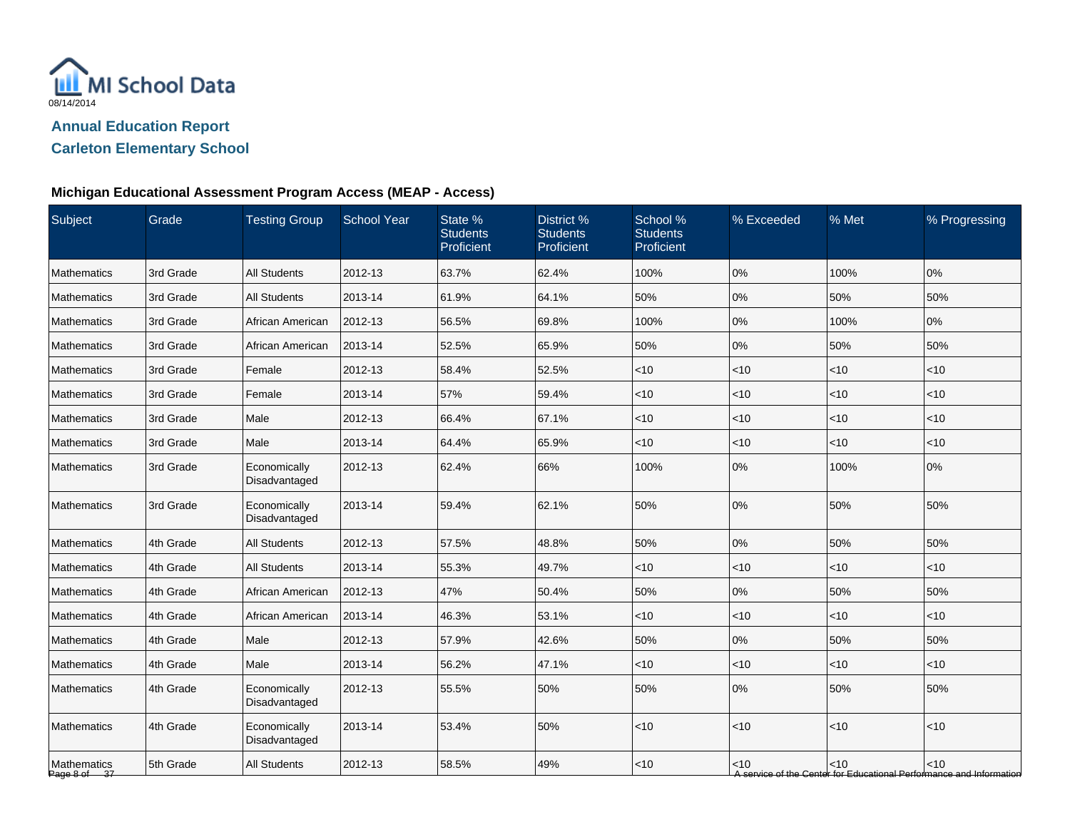MI School Data

08/14/2014

## Annual Education Report

## Carleton Elementary School

### Michigan Educational Assessment Program Access (MEAP - Access)

| Subject | Grade | Testing Group | School Year | State % Students Proficient | District % Students Proficient | School % Students Proficient | % Exceeded | % Met | % Progressing |
|---|---|---|---|---|---|---|---|---|---|
| Mathematics | 3rd Grade | All Students | 2012-13 | 63.7% | 62.4% | 100% | 0% | 100% | 0% |
| Mathematics | 3rd Grade | All Students | 2013-14 | 61.9% | 64.1% | 50% | 0% | 50% | 50% |
| Mathematics | 3rd Grade | African American | 2012-13 | 56.5% | 69.8% | 100% | 0% | 100% | 0% |
| Mathematics | 3rd Grade | African American | 2013-14 | 52.5% | 65.9% | 50% | 0% | 50% | 50% |
| Mathematics | 3rd Grade | Female | 2012-13 | 58.4% | 52.5% | <10 | <10 | <10 | <10 |
| Mathematics | 3rd Grade | Female | 2013-14 | 57% | 59.4% | <10 | <10 | <10 | <10 |
| Mathematics | 3rd Grade | Male | 2012-13 | 66.4% | 67.1% | <10 | <10 | <10 | <10 |
| Mathematics | 3rd Grade | Male | 2013-14 | 64.4% | 65.9% | <10 | <10 | <10 | <10 |
| Mathematics | 3rd Grade | Economically Disadvantaged | 2012-13 | 62.4% | 66% | 100% | 0% | 100% | 0% |
| Mathematics | 3rd Grade | Economically Disadvantaged | 2013-14 | 59.4% | 62.1% | 50% | 0% | 50% | 50% |
| Mathematics | 4th Grade | All Students | 2012-13 | 57.5% | 48.8% | 50% | 0% | 50% | 50% |
| Mathematics | 4th Grade | All Students | 2013-14 | 55.3% | 49.7% | <10 | <10 | <10 | <10 |
| Mathematics | 4th Grade | African American | 2012-13 | 47% | 50.4% | 50% | 0% | 50% | 50% |
| Mathematics | 4th Grade | African American | 2013-14 | 46.3% | 53.1% | <10 | <10 | <10 | <10 |
| Mathematics | 4th Grade | Male | 2012-13 | 57.9% | 42.6% | 50% | 0% | 50% | 50% |
| Mathematics | 4th Grade | Male | 2013-14 | 56.2% | 47.1% | <10 | <10 | <10 | <10 |
| Mathematics | 4th Grade | Economically Disadvantaged | 2012-13 | 55.5% | 50% | 50% | 0% | 50% | 50% |
| Mathematics | 4th Grade | Economically Disadvantaged | 2013-14 | 53.4% | 50% | <10 | <10 | <10 | <10 |
| Mathematics | 5th Grade | All Students | 2012-13 | 58.5% | 49% | <10 | <10 | <10 | <10 |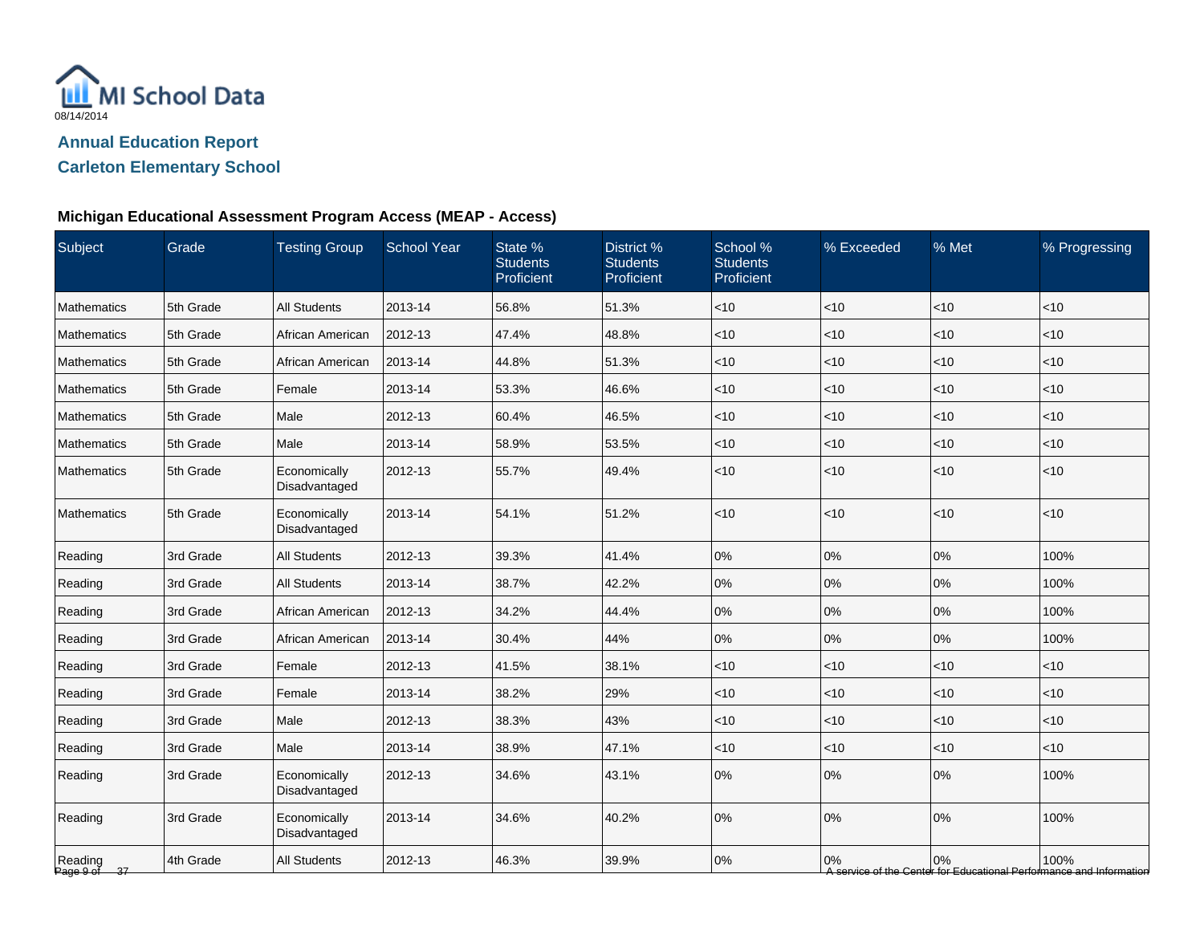MI School Data

08/14/2014

## Annual Education Report

## Carleton Elementary School

### Michigan Educational Assessment Program Access (MEAP - Access)

| Subject | Grade | Testing Group | School Year | State % Students Proficient | District % Students Proficient | School % Students Proficient | % Exceeded | % Met | % Progressing |
|---|---|---|---|---|---|---|---|---|---|
| Mathematics | 5th Grade | All Students | 2013-14 | 56.8% | 51.3% | <10 | <10 | <10 | <10 |
| Mathematics | 5th Grade | African American | 2012-13 | 47.4% | 48.8% | <10 | <10 | <10 | <10 |
| Mathematics | 5th Grade | African American | 2013-14 | 44.8% | 51.3% | <10 | <10 | <10 | <10 |
| Mathematics | 5th Grade | Female | 2013-14 | 53.3% | 46.6% | <10 | <10 | <10 | <10 |
| Mathematics | 5th Grade | Male | 2012-13 | 60.4% | 46.5% | <10 | <10 | <10 | <10 |
| Mathematics | 5th Grade | Male | 2013-14 | 58.9% | 53.5% | <10 | <10 | <10 | <10 |
| Mathematics | 5th Grade | Economically Disadvantaged | 2012-13 | 55.7% | 49.4% | <10 | <10 | <10 | <10 |
| Mathematics | 5th Grade | Economically Disadvantaged | 2013-14 | 54.1% | 51.2% | <10 | <10 | <10 | <10 |
| Reading | 3rd Grade | All Students | 2012-13 | 39.3% | 41.4% | 0% | 0% | 0% | 100% |
| Reading | 3rd Grade | All Students | 2013-14 | 38.7% | 42.2% | 0% | 0% | 0% | 100% |
| Reading | 3rd Grade | African American | 2012-13 | 34.2% | 44.4% | 0% | 0% | 0% | 100% |
| Reading | 3rd Grade | African American | 2013-14 | 30.4% | 44% | 0% | 0% | 0% | 100% |
| Reading | 3rd Grade | Female | 2012-13 | 41.5% | 38.1% | <10 | <10 | <10 | <10 |
| Reading | 3rd Grade | Female | 2013-14 | 38.2% | 29% | <10 | <10 | <10 | <10 |
| Reading | 3rd Grade | Male | 2012-13 | 38.3% | 43% | <10 | <10 | <10 | <10 |
| Reading | 3rd Grade | Male | 2013-14 | 38.9% | 47.1% | <10 | <10 | <10 | <10 |
| Reading | 3rd Grade | Economically Disadvantaged | 2012-13 | 34.6% | 43.1% | 0% | 0% | 0% | 100% |
| Reading | 3rd Grade | Economically Disadvantaged | 2013-14 | 34.6% | 40.2% | 0% | 0% | 0% | 100% |
| Reading | 4th Grade | All Students | 2012-13 | 46.3% | 39.9% | 0% | 0% | 0% | 100% |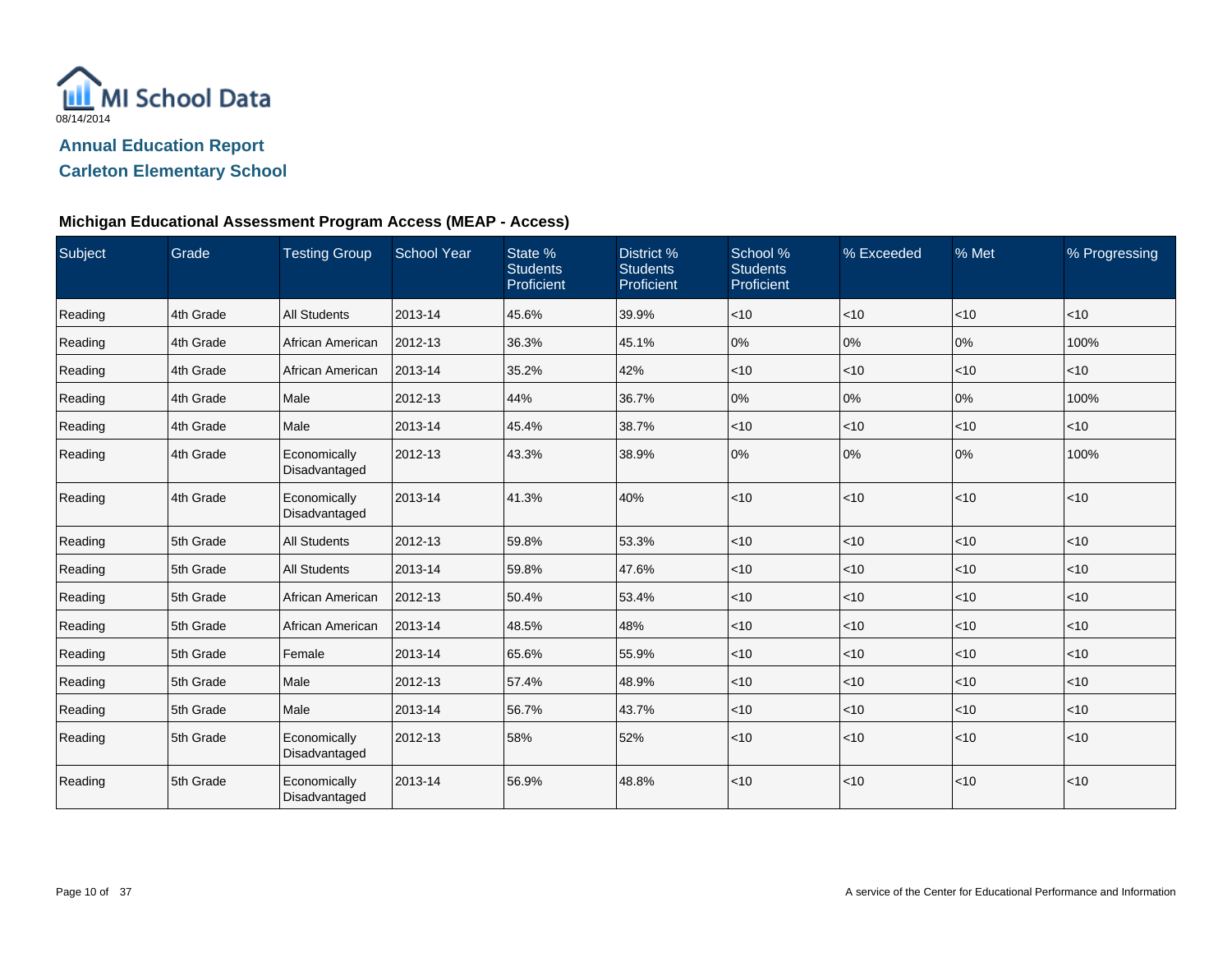MI School Data
08/14/2014

## Annual Education Report

## Carleton Elementary School

### Michigan Educational Assessment Program Access (MEAP - Access)

| Subject | Grade | Testing Group | School Year | State % Students Proficient | District % Students Proficient | School % Students Proficient | % Exceeded | % Met | % Progressing |
|---|---|---|---|---|---|---|---|---|---|
| Reading | 4th Grade | All Students | 2013-14 | 45.6% | 39.9% | <10 | <10 | <10 | <10 |
| Reading | 4th Grade | African American | 2012-13 | 36.3% | 45.1% | 0% | 0% | 0% | 100% |
| Reading | 4th Grade | African American | 2013-14 | 35.2% | 42% | <10 | <10 | <10 | <10 |
| Reading | 4th Grade | Male | 2012-13 | 44% | 36.7% | 0% | 0% | 0% | 100% |
| Reading | 4th Grade | Male | 2013-14 | 45.4% | 38.7% | <10 | <10 | <10 | <10 |
| Reading | 4th Grade | Economically Disadvantaged | 2012-13 | 43.3% | 38.9% | 0% | 0% | 0% | 100% |
| Reading | 4th Grade | Economically Disadvantaged | 2013-14 | 41.3% | 40% | <10 | <10 | <10 | <10 |
| Reading | 5th Grade | All Students | 2012-13 | 59.8% | 53.3% | <10 | <10 | <10 | <10 |
| Reading | 5th Grade | All Students | 2013-14 | 59.8% | 47.6% | <10 | <10 | <10 | <10 |
| Reading | 5th Grade | African American | 2012-13 | 50.4% | 53.4% | <10 | <10 | <10 | <10 |
| Reading | 5th Grade | African American | 2013-14 | 48.5% | 48% | <10 | <10 | <10 | <10 |
| Reading | 5th Grade | Female | 2013-14 | 65.6% | 55.9% | <10 | <10 | <10 | <10 |
| Reading | 5th Grade | Male | 2012-13 | 57.4% | 48.9% | <10 | <10 | <10 | <10 |
| Reading | 5th Grade | Male | 2013-14 | 56.7% | 43.7% | <10 | <10 | <10 | <10 |
| Reading | 5th Grade | Economically Disadvantaged | 2012-13 | 58% | 52% | <10 | <10 | <10 | <10 |
| Reading | 5th Grade | Economically Disadvantaged | 2013-14 | 56.9% | 48.8% | <10 | <10 | <10 | <10 |

A service of the Center for Educational Performance and Information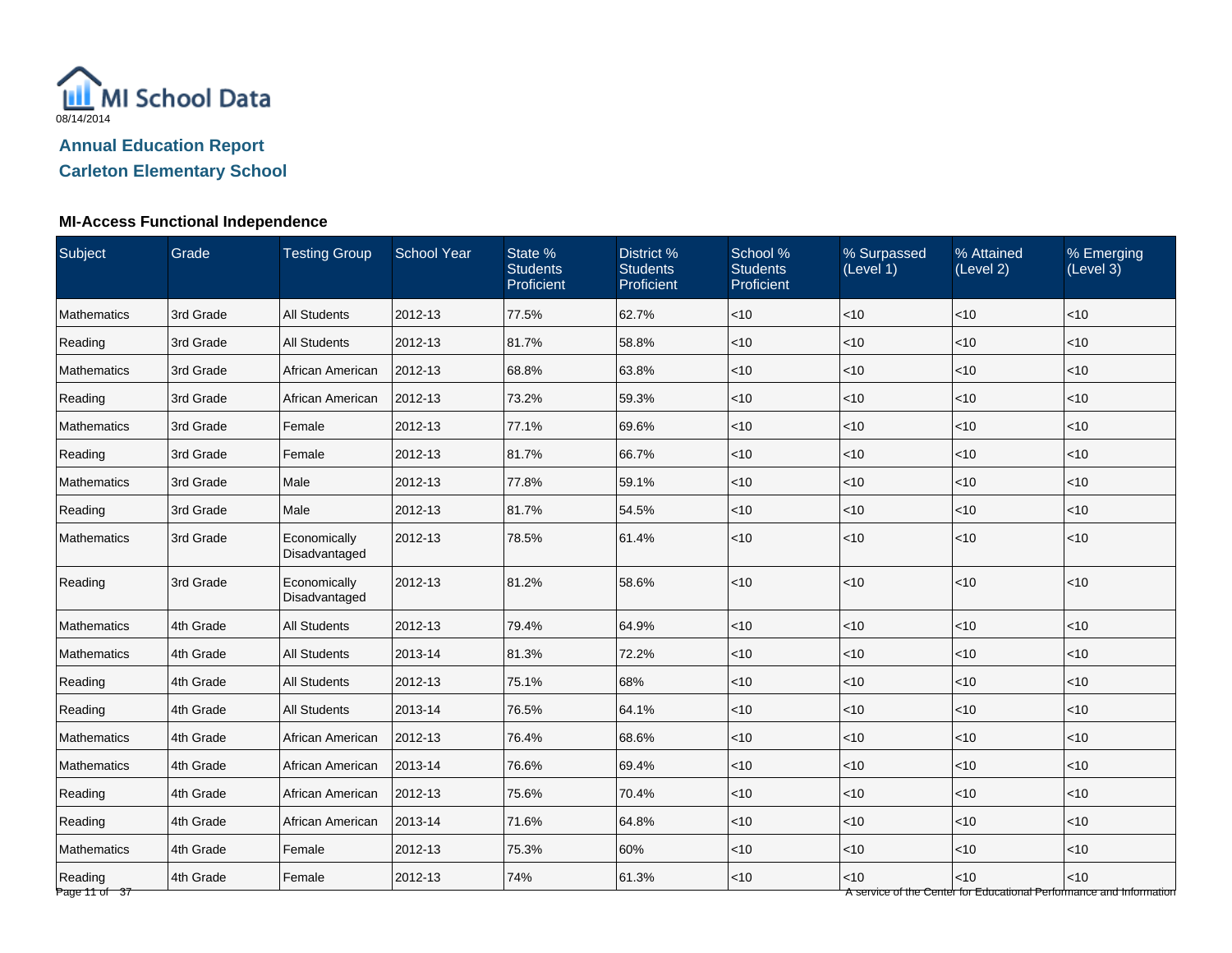MI School Data
08/14/2014

## Annual Education Report
## Carleton Elementary School

### MI-Access Functional Independence

| Subject | Grade | Testing Group | School Year | State % Students Proficient | District % Students Proficient | School % Students Proficient | % Surpassed (Level 1) | % Attained (Level 2) | % Emerging (Level 3) |
|---|---|---|---|---|---|---|---|---|---|
| Mathematics | 3rd Grade | All Students | 2012-13 | 77.5% | 62.7% | <10 | <10 | <10 | <10 |
| Reading | 3rd Grade | All Students | 2012-13 | 81.7% | 58.8% | <10 | <10 | <10 | <10 |
| Mathematics | 3rd Grade | African American | 2012-13 | 68.8% | 63.8% | <10 | <10 | <10 | <10 |
| Reading | 3rd Grade | African American | 2012-13 | 73.2% | 59.3% | <10 | <10 | <10 | <10 |
| Mathematics | 3rd Grade | Female | 2012-13 | 77.1% | 69.6% | <10 | <10 | <10 | <10 |
| Reading | 3rd Grade | Female | 2012-13 | 81.7% | 66.7% | <10 | <10 | <10 | <10 |
| Mathematics | 3rd Grade | Male | 2012-13 | 77.8% | 59.1% | <10 | <10 | <10 | <10 |
| Reading | 3rd Grade | Male | 2012-13 | 81.7% | 54.5% | <10 | <10 | <10 | <10 |
| Mathematics | 3rd Grade | Economically Disadvantaged | 2012-13 | 78.5% | 61.4% | <10 | <10 | <10 | <10 |
| Reading | 3rd Grade | Economically Disadvantaged | 2012-13 | 81.2% | 58.6% | <10 | <10 | <10 | <10 |
| Mathematics | 4th Grade | All Students | 2012-13 | 79.4% | 64.9% | <10 | <10 | <10 | <10 |
| Mathematics | 4th Grade | All Students | 2013-14 | 81.3% | 72.2% | <10 | <10 | <10 | <10 |
| Reading | 4th Grade | All Students | 2012-13 | 75.1% | 68% | <10 | <10 | <10 | <10 |
| Reading | 4th Grade | All Students | 2013-14 | 76.5% | 64.1% | <10 | <10 | <10 | <10 |
| Mathematics | 4th Grade | African American | 2012-13 | 76.4% | 68.6% | <10 | <10 | <10 | <10 |
| Mathematics | 4th Grade | African American | 2013-14 | 76.6% | 69.4% | <10 | <10 | <10 | <10 |
| Reading | 4th Grade | African American | 2012-13 | 75.6% | 70.4% | <10 | <10 | <10 | <10 |
| Reading | 4th Grade | African American | 2013-14 | 71.6% | 64.8% | <10 | <10 | <10 | <10 |
| Mathematics | 4th Grade | Female | 2012-13 | 75.3% | 60% | <10 | <10 | <10 | <10 |
| Reading | 4th Grade | Female | 2012-13 | 74% | 61.3% | <10 | <10 | <10 | <10 |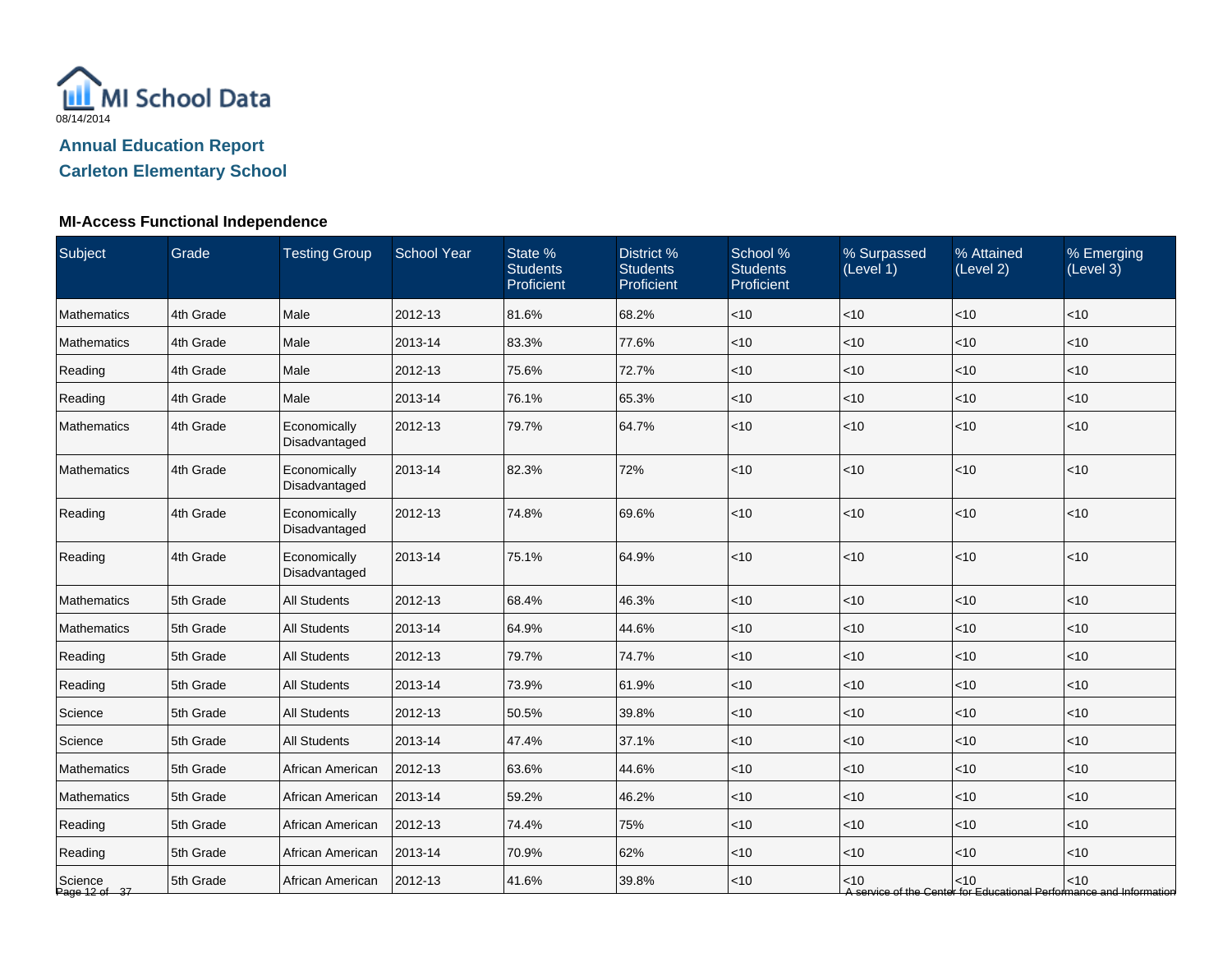08/14/2014

**Annual Education Report**

**Carleton Elementary School**

### MI-Access Functional Independence

| Subject | Grade | Testing Group | School Year | State % Students Proficient | District % Students Proficient | School % Students Proficient | % Surpassed (Level 1) | % Attained (Level 2) | % Emerging (Level 3) |
|---|---|---|---|---|---|---|---|---|---|
| Mathematics | 4th Grade | Male | 2012-13 | 81.6% | 68.2% | <10 | <10 | <10 | <10 |
| Mathematics | 4th Grade | Male | 2013-14 | 83.3% | 77.6% | <10 | <10 | <10 | <10 |
| Reading | 4th Grade | Male | 2012-13 | 75.6% | 72.7% | <10 | <10 | <10 | <10 |
| Reading | 4th Grade | Male | 2013-14 | 76.1% | 65.3% | <10 | <10 | <10 | <10 |
| Mathematics | 4th Grade | Economically Disadvantaged | 2012-13 | 79.7% | 64.7% | <10 | <10 | <10 | <10 |
| Mathematics | 4th Grade | Economically Disadvantaged | 2013-14 | 82.3% | 72% | <10 | <10 | <10 | <10 |
| Reading | 4th Grade | Economically Disadvantaged | 2012-13 | 74.8% | 69.6% | <10 | <10 | <10 | <10 |
| Reading | 4th Grade | Economically Disadvantaged | 2013-14 | 75.1% | 64.9% | <10 | <10 | <10 | <10 |
| Mathematics | 5th Grade | All Students | 2012-13 | 68.4% | 46.3% | <10 | <10 | <10 | <10 |
| Mathematics | 5th Grade | All Students | 2013-14 | 64.9% | 44.6% | <10 | <10 | <10 | <10 |
| Reading | 5th Grade | All Students | 2012-13 | 79.7% | 74.7% | <10 | <10 | <10 | <10 |
| Reading | 5th Grade | All Students | 2013-14 | 73.9% | 61.9% | <10 | <10 | <10 | <10 |
| Science | 5th Grade | All Students | 2012-13 | 50.5% | 39.8% | <10 | <10 | <10 | <10 |
| Science | 5th Grade | All Students | 2013-14 | 47.4% | 37.1% | <10 | <10 | <10 | <10 |
| Mathematics | 5th Grade | African American | 2012-13 | 63.6% | 44.6% | <10 | <10 | <10 | <10 |
| Mathematics | 5th Grade | African American | 2013-14 | 59.2% | 46.2% | <10 | <10 | <10 | <10 |
| Reading | 5th Grade | African American | 2012-13 | 74.4% | 75% | <10 | <10 | <10 | <10 |
| Reading | 5th Grade | African American | 2013-14 | 70.9% | 62% | <10 | <10 | <10 | <10 |
| Science | 5th Grade | African American | 2012-13 | 41.6% | 39.8% | <10 | <10 | <10 | <10 |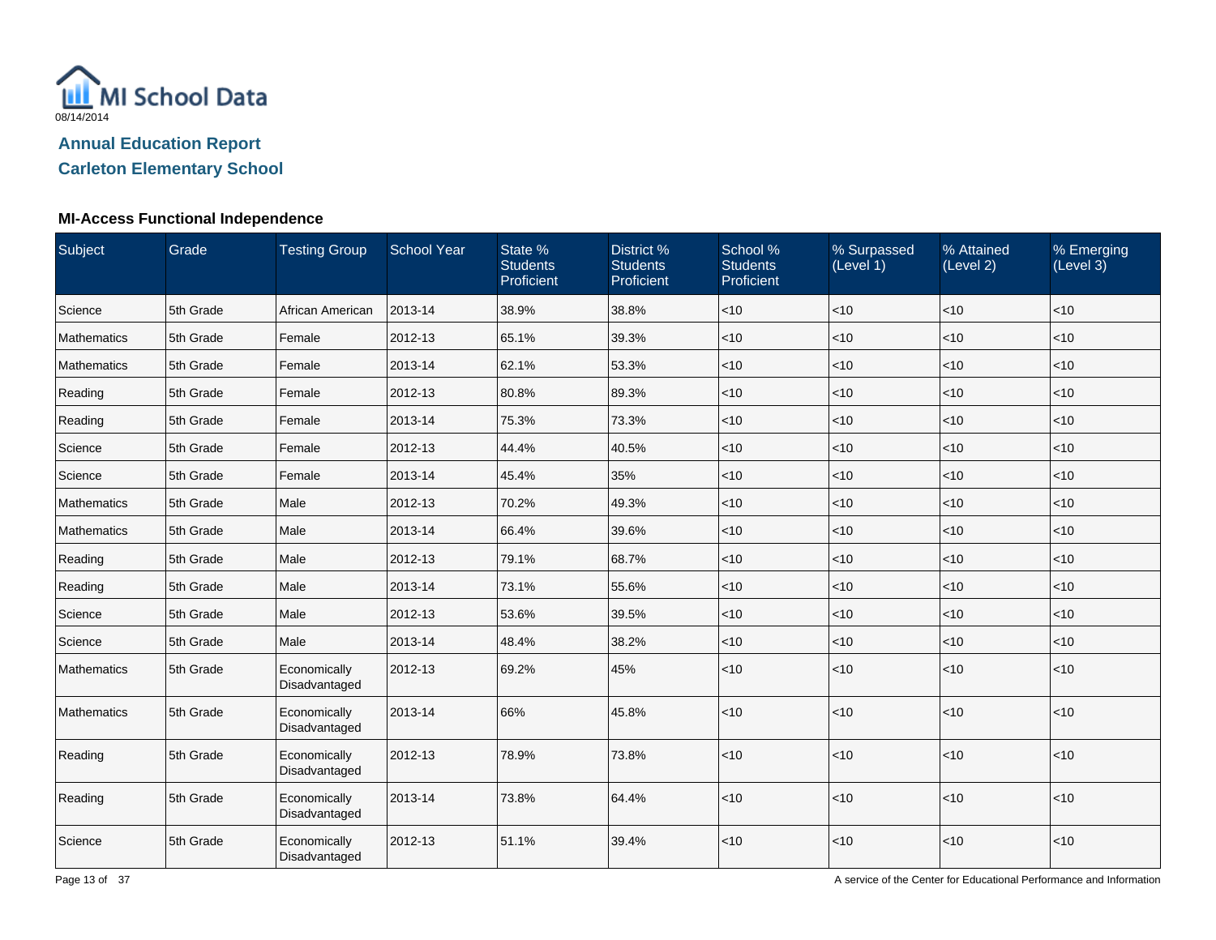MI School Data

08/14/2014

## Annual Education Report

## Carleton Elementary School

### MI-Access Functional Independence

| Subject | Grade | Testing Group | School Year | State % Students Proficient | District % Students Proficient | School % Students Proficient | % Surpassed (Level 1) | % Attained (Level 2) | % Emerging (Level 3) |
|---|---|---|---|---|---|---|---|---|---|
| Science | 5th Grade | African American | 2013-14 | 38.9% | 38.8% | <10 | <10 | <10 | <10 |
| Mathematics | 5th Grade | Female | 2012-13 | 65.1% | 39.3% | <10 | <10 | <10 | <10 |
| Mathematics | 5th Grade | Female | 2013-14 | 62.1% | 53.3% | <10 | <10 | <10 | <10 |
| Reading | 5th Grade | Female | 2012-13 | 80.8% | 89.3% | <10 | <10 | <10 | <10 |
| Reading | 5th Grade | Female | 2013-14 | 75.3% | 73.3% | <10 | <10 | <10 | <10 |
| Science | 5th Grade | Female | 2012-13 | 44.4% | 40.5% | <10 | <10 | <10 | <10 |
| Science | 5th Grade | Female | 2013-14 | 45.4% | 35% | <10 | <10 | <10 | <10 |
| Mathematics | 5th Grade | Male | 2012-13 | 70.2% | 49.3% | <10 | <10 | <10 | <10 |
| Mathematics | 5th Grade | Male | 2013-14 | 66.4% | 39.6% | <10 | <10 | <10 | <10 |
| Reading | 5th Grade | Male | 2012-13 | 79.1% | 68.7% | <10 | <10 | <10 | <10 |
| Reading | 5th Grade | Male | 2013-14 | 73.1% | 55.6% | <10 | <10 | <10 | <10 |
| Science | 5th Grade | Male | 2012-13 | 53.6% | 39.5% | <10 | <10 | <10 | <10 |
| Science | 5th Grade | Male | 2013-14 | 48.4% | 38.2% | <10 | <10 | <10 | <10 |
| Mathematics | 5th Grade | Economically Disadvantaged | 2012-13 | 69.2% | 45% | <10 | <10 | <10 | <10 |
| Mathematics | 5th Grade | Economically Disadvantaged | 2013-14 | 66% | 45.8% | <10 | <10 | <10 | <10 |
| Reading | 5th Grade | Economically Disadvantaged | 2012-13 | 78.9% | 73.8% | <10 | <10 | <10 | <10 |
| Reading | 5th Grade | Economically Disadvantaged | 2013-14 | 73.8% | 64.4% | <10 | <10 | <10 | <10 |
| Science | 5th Grade | Economically Disadvantaged | 2012-13 | 51.1% | 39.4% | <10 | <10 | <10 | <10 |

A service of the Center for Educational Performance and Information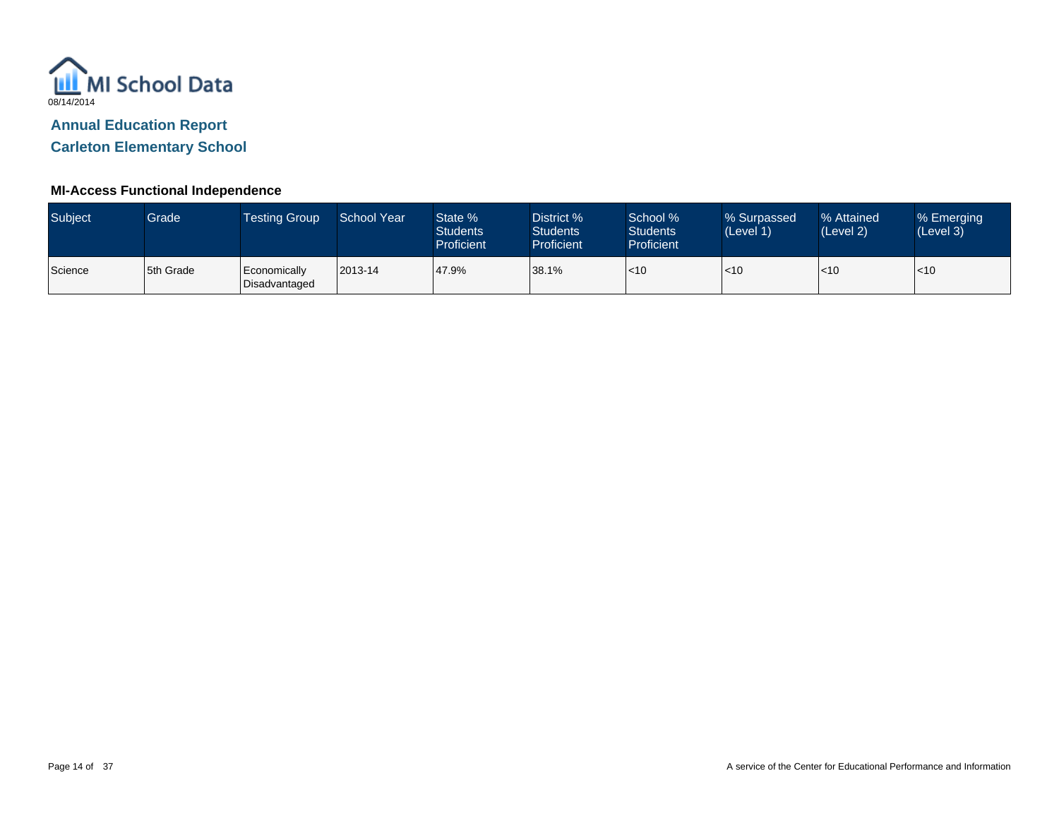MI School Data

08/14/2014

## Annual Education Report

## Carleton Elementary School

### MI-Access Functional Independence

| Subject | Grade | Testing Group | School Year | State % Students Proficient | District % Students Proficient | School % Students Proficient | % Surpassed (Level 1) | % Attained (Level 2) | % Emerging (Level 3) |
|---|---|---|---|---|---|---|---|---|---|
| Science | 5th Grade | Economically Disadvantaged | 2013-14 | 47.9% | 38.1% | <10 | <10 | <10 | <10 |

A service of the Center for Educational Performance and Information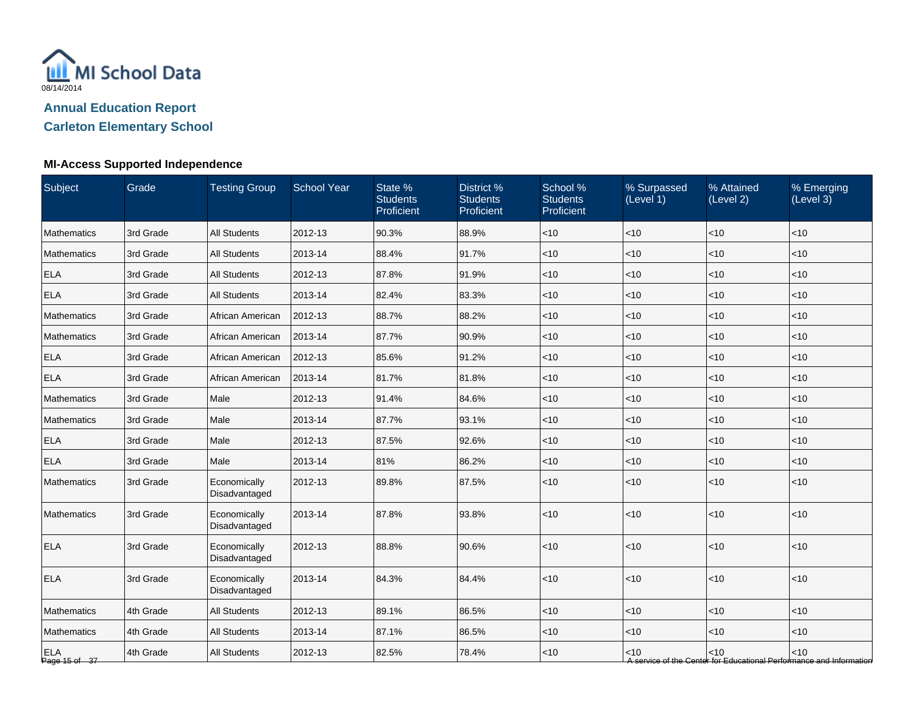MI School Data
08/14/2014

## Annual Education Report
## Carleton Elementary School

### MI-Access Supported Independence

| Subject | Grade | Testing Group | School Year | State % Students Proficient | District % Students Proficient | School % Students Proficient | % Surpassed (Level 1) | % Attained (Level 2) | % Emerging (Level 3) |
|---|---|---|---|---|---|---|---|---|---|
| Mathematics | 3rd Grade | All Students | 2012-13 | 90.3% | 88.9% | <10 | <10 | <10 | <10 |
| Mathematics | 3rd Grade | All Students | 2013-14 | 88.4% | 91.7% | <10 | <10 | <10 | <10 |
| ELA | 3rd Grade | All Students | 2012-13 | 87.8% | 91.9% | <10 | <10 | <10 | <10 |
| ELA | 3rd Grade | All Students | 2013-14 | 82.4% | 83.3% | <10 | <10 | <10 | <10 |
| Mathematics | 3rd Grade | African American | 2012-13 | 88.7% | 88.2% | <10 | <10 | <10 | <10 |
| Mathematics | 3rd Grade | African American | 2013-14 | 87.7% | 90.9% | <10 | <10 | <10 | <10 |
| ELA | 3rd Grade | African American | 2012-13 | 85.6% | 91.2% | <10 | <10 | <10 | <10 |
| ELA | 3rd Grade | African American | 2013-14 | 81.7% | 81.8% | <10 | <10 | <10 | <10 |
| Mathematics | 3rd Grade | Male | 2012-13 | 91.4% | 84.6% | <10 | <10 | <10 | <10 |
| Mathematics | 3rd Grade | Male | 2013-14 | 87.7% | 93.1% | <10 | <10 | <10 | <10 |
| ELA | 3rd Grade | Male | 2012-13 | 87.5% | 92.6% | <10 | <10 | <10 | <10 |
| ELA | 3rd Grade | Male | 2013-14 | 81% | 86.2% | <10 | <10 | <10 | <10 |
| Mathematics | 3rd Grade | Economically Disadvantaged | 2012-13 | 89.8% | 87.5% | <10 | <10 | <10 | <10 |
| Mathematics | 3rd Grade | Economically Disadvantaged | 2013-14 | 87.8% | 93.8% | <10 | <10 | <10 | <10 |
| ELA | 3rd Grade | Economically Disadvantaged | 2012-13 | 88.8% | 90.6% | <10 | <10 | <10 | <10 |
| ELA | 3rd Grade | Economically Disadvantaged | 2013-14 | 84.3% | 84.4% | <10 | <10 | <10 | <10 |
| Mathematics | 4th Grade | All Students | 2012-13 | 89.1% | 86.5% | <10 | <10 | <10 | <10 |
| Mathematics | 4th Grade | All Students | 2013-14 | 87.1% | 86.5% | <10 | <10 | <10 | <10 |
| ELA | 4th Grade | All Students | 2012-13 | 82.5% | 78.4% | <10 | <10 | <10 | <10 |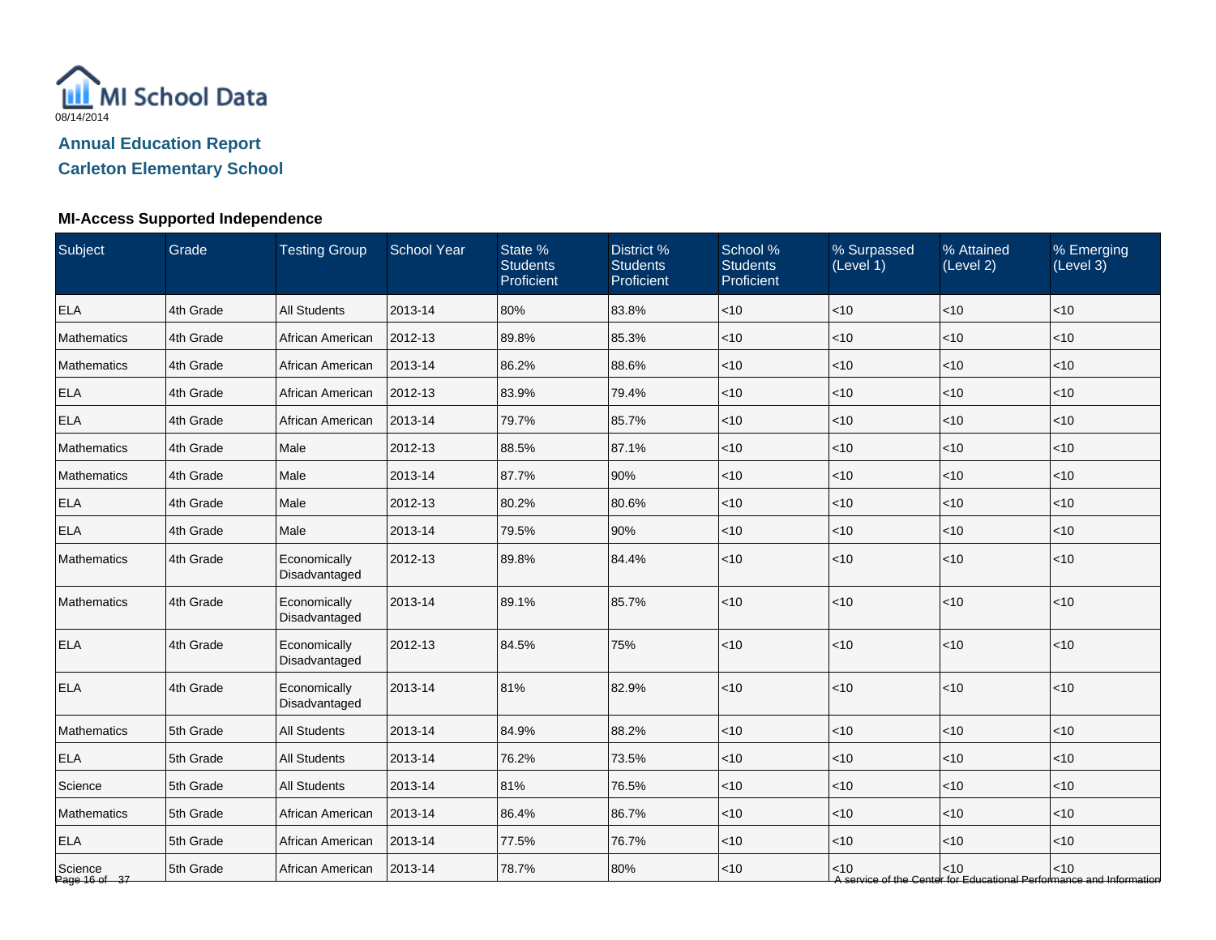MI School Data
08/14/2014

## Annual Education Report
## Carleton Elementary School

### MI-Access Supported Independence

| Subject | Grade | Testing Group | School Year | State % Students Proficient | District % Students Proficient | School % Students Proficient | % Surpassed (Level 1) | % Attained (Level 2) | % Emerging (Level 3) |
|---|---|---|---|---|---|---|---|---|---|
| ELA | 4th Grade | All Students | 2013-14 | 80% | 83.8% | <10 | <10 | <10 | <10 |
| Mathematics | 4th Grade | African American | 2012-13 | 89.8% | 85.3% | <10 | <10 | <10 | <10 |
| Mathematics | 4th Grade | African American | 2013-14 | 86.2% | 88.6% | <10 | <10 | <10 | <10 |
| ELA | 4th Grade | African American | 2012-13 | 83.9% | 79.4% | <10 | <10 | <10 | <10 |
| ELA | 4th Grade | African American | 2013-14 | 79.7% | 85.7% | <10 | <10 | <10 | <10 |
| Mathematics | 4th Grade | Male | 2012-13 | 88.5% | 87.1% | <10 | <10 | <10 | <10 |
| Mathematics | 4th Grade | Male | 2013-14 | 87.7% | 90% | <10 | <10 | <10 | <10 |
| ELA | 4th Grade | Male | 2012-13 | 80.2% | 80.6% | <10 | <10 | <10 | <10 |
| ELA | 4th Grade | Male | 2013-14 | 79.5% | 90% | <10 | <10 | <10 | <10 |
| Mathematics | 4th Grade | Economically Disadvantaged | 2012-13 | 89.8% | 84.4% | <10 | <10 | <10 | <10 |
| Mathematics | 4th Grade | Economically Disadvantaged | 2013-14 | 89.1% | 85.7% | <10 | <10 | <10 | <10 |
| ELA | 4th Grade | Economically Disadvantaged | 2012-13 | 84.5% | 75% | <10 | <10 | <10 | <10 |
| ELA | 4th Grade | Economically Disadvantaged | 2013-14 | 81% | 82.9% | <10 | <10 | <10 | <10 |
| Mathematics | 5th Grade | All Students | 2013-14 | 84.9% | 88.2% | <10 | <10 | <10 | <10 |
| ELA | 5th Grade | All Students | 2013-14 | 76.2% | 73.5% | <10 | <10 | <10 | <10 |
| Science | 5th Grade | All Students | 2013-14 | 81% | 76.5% | <10 | <10 | <10 | <10 |
| Mathematics | 5th Grade | African American | 2013-14 | 86.4% | 86.7% | <10 | <10 | <10 | <10 |
| ELA | 5th Grade | African American | 2013-14 | 77.5% | 76.7% | <10 | <10 | <10 | <10 |
| Science | 5th Grade | African American | 2013-14 | 78.7% | 80% | <10 | <10 | <10 | <10 |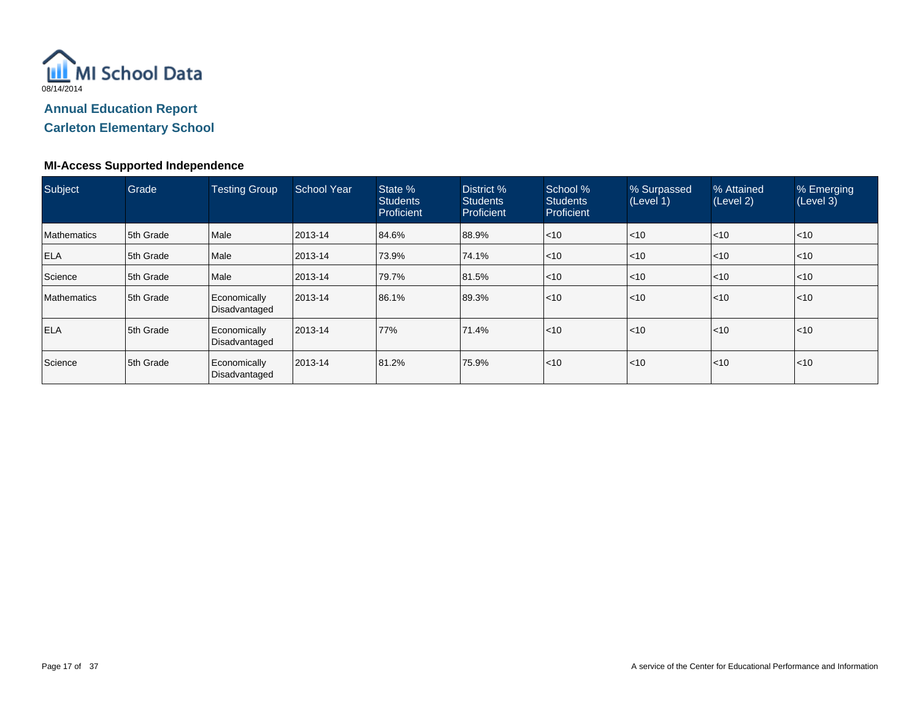MI School Data

08/14/2014

## Annual Education Report

## Carleton Elementary School

### MI-Access Supported Independence

| Subject | Grade | Testing Group | School Year | State % Students Proficient | District % Students Proficient | School % Students Proficient | % Surpassed (Level 1) | % Attained (Level 2) | % Emerging (Level 3) |
|---|---|---|---|---|---|---|---|---|---|
| Mathematics | 5th Grade | Male | 2013-14 | 84.6% | 88.9% | <10 | <10 | <10 | <10 |
| ELA | 5th Grade | Male | 2013-14 | 73.9% | 74.1% | <10 | <10 | <10 | <10 |
| Science | 5th Grade | Male | 2013-14 | 79.7% | 81.5% | <10 | <10 | <10 | <10 |
| Mathematics | 5th Grade | Economically Disadvantaged | 2013-14 | 86.1% | 89.3% | <10 | <10 | <10 | <10 |
| ELA | 5th Grade | Economically Disadvantaged | 2013-14 | 77% | 71.4% | <10 | <10 | <10 | <10 |
| Science | 5th Grade | Economically Disadvantaged | 2013-14 | 81.2% | 75.9% | <10 | <10 | <10 | <10 |

A service of the Center for Educational Performance and Information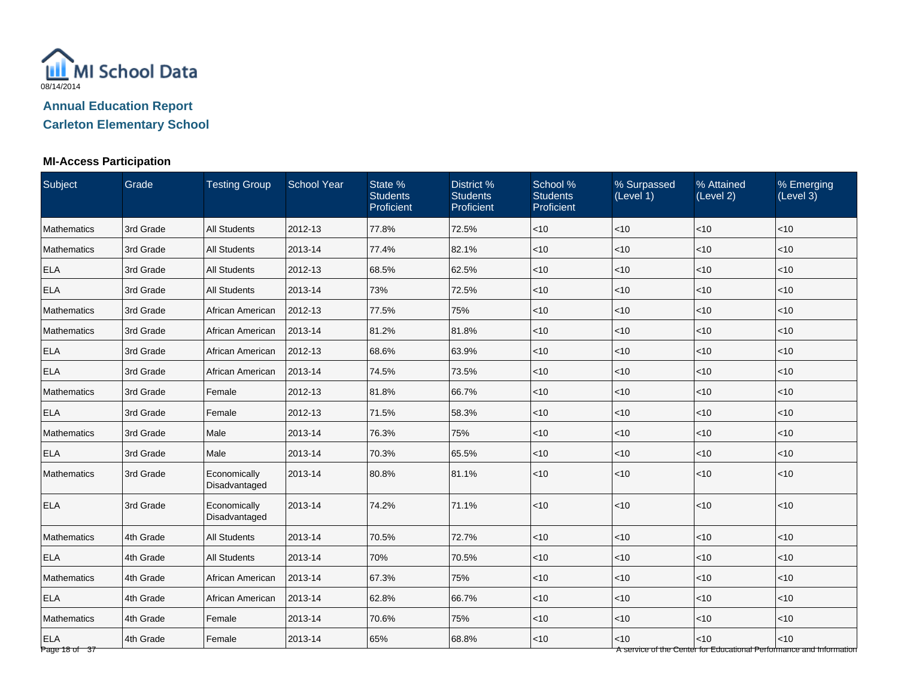MI School Data

08/14/2014

## Annual Education Report

## Carleton Elementary School

### MI-Access Participation

| Subject | Grade | Testing Group | School Year | State % Students Proficient | District % Students Proficient | School % Students Proficient | % Surpassed (Level 1) | % Attained (Level 2) | % Emerging (Level 3) |
|---|---|---|---|---|---|---|---|---|---|
| Mathematics | 3rd Grade | All Students | 2012-13 | 77.8% | 72.5% | <10 | <10 | <10 | <10 |
| Mathematics | 3rd Grade | All Students | 2013-14 | 77.4% | 82.1% | <10 | <10 | <10 | <10 |
| ELA | 3rd Grade | All Students | 2012-13 | 68.5% | 62.5% | <10 | <10 | <10 | <10 |
| ELA | 3rd Grade | All Students | 2013-14 | 73% | 72.5% | <10 | <10 | <10 | <10 |
| Mathematics | 3rd Grade | African American | 2012-13 | 77.5% | 75% | <10 | <10 | <10 | <10 |
| Mathematics | 3rd Grade | African American | 2013-14 | 81.2% | 81.8% | <10 | <10 | <10 | <10 |
| ELA | 3rd Grade | African American | 2012-13 | 68.6% | 63.9% | <10 | <10 | <10 | <10 |
| ELA | 3rd Grade | African American | 2013-14 | 74.5% | 73.5% | <10 | <10 | <10 | <10 |
| Mathematics | 3rd Grade | Female | 2012-13 | 81.8% | 66.7% | <10 | <10 | <10 | <10 |
| ELA | 3rd Grade | Female | 2012-13 | 71.5% | 58.3% | <10 | <10 | <10 | <10 |
| Mathematics | 3rd Grade | Male | 2013-14 | 76.3% | 75% | <10 | <10 | <10 | <10 |
| ELA | 3rd Grade | Male | 2013-14 | 70.3% | 65.5% | <10 | <10 | <10 | <10 |
| Mathematics | 3rd Grade | Economically Disadvantaged | 2013-14 | 80.8% | 81.1% | <10 | <10 | <10 | <10 |
| ELA | 3rd Grade | Economically Disadvantaged | 2013-14 | 74.2% | 71.1% | <10 | <10 | <10 | <10 |
| Mathematics | 4th Grade | All Students | 2013-14 | 70.5% | 72.7% | <10 | <10 | <10 | <10 |
| ELA | 4th Grade | All Students | 2013-14 | 70% | 70.5% | <10 | <10 | <10 | <10 |
| Mathematics | 4th Grade | African American | 2013-14 | 67.3% | 75% | <10 | <10 | <10 | <10 |
| ELA | 4th Grade | African American | 2013-14 | 62.8% | 66.7% | <10 | <10 | <10 | <10 |
| Mathematics | 4th Grade | Female | 2013-14 | 70.6% | 75% | <10 | <10 | <10 | <10 |
| ELA | 4th Grade | Female | 2013-14 | 65% | 68.8% | <10 | <10 | <10 | <10 |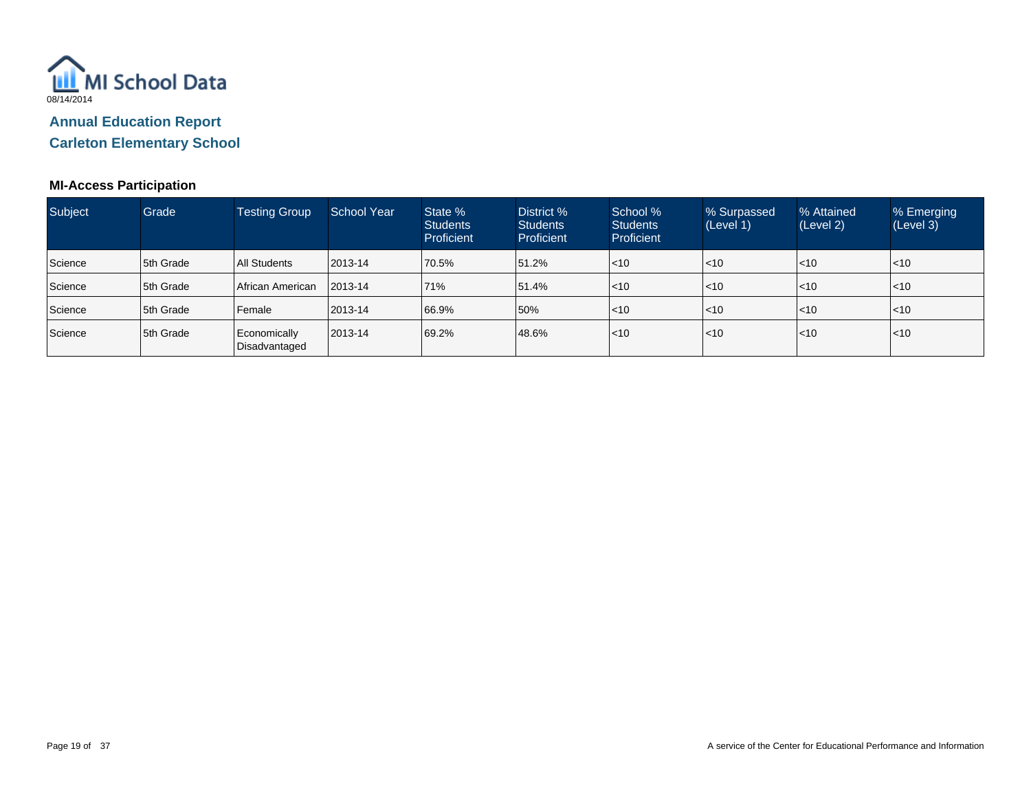MI School Data
08/14/2014

## Annual Education Report

## Carleton Elementary School

### MI-Access Participation

| Subject | Grade | Testing Group | School Year | State % Students Proficient | District % Students Proficient | School % Students Proficient | % Surpassed (Level 1) | % Attained (Level 2) | % Emerging (Level 3) |
|---|---|---|---|---|---|---|---|---|---|
| Science | 5th Grade | All Students | 2013-14 | 70.5% | 51.2% | <10 | <10 | <10 | <10 |
| Science | 5th Grade | African American | 2013-14 | 71% | 51.4% | <10 | <10 | <10 | <10 |
| Science | 5th Grade | Female | 2013-14 | 66.9% | 50% | <10 | <10 | <10 | <10 |
| Science | 5th Grade | Economically Disadvantaged | 2013-14 | 69.2% | 48.6% | <10 | <10 | <10 | <10 |

A service of the Center for Educational Performance and Information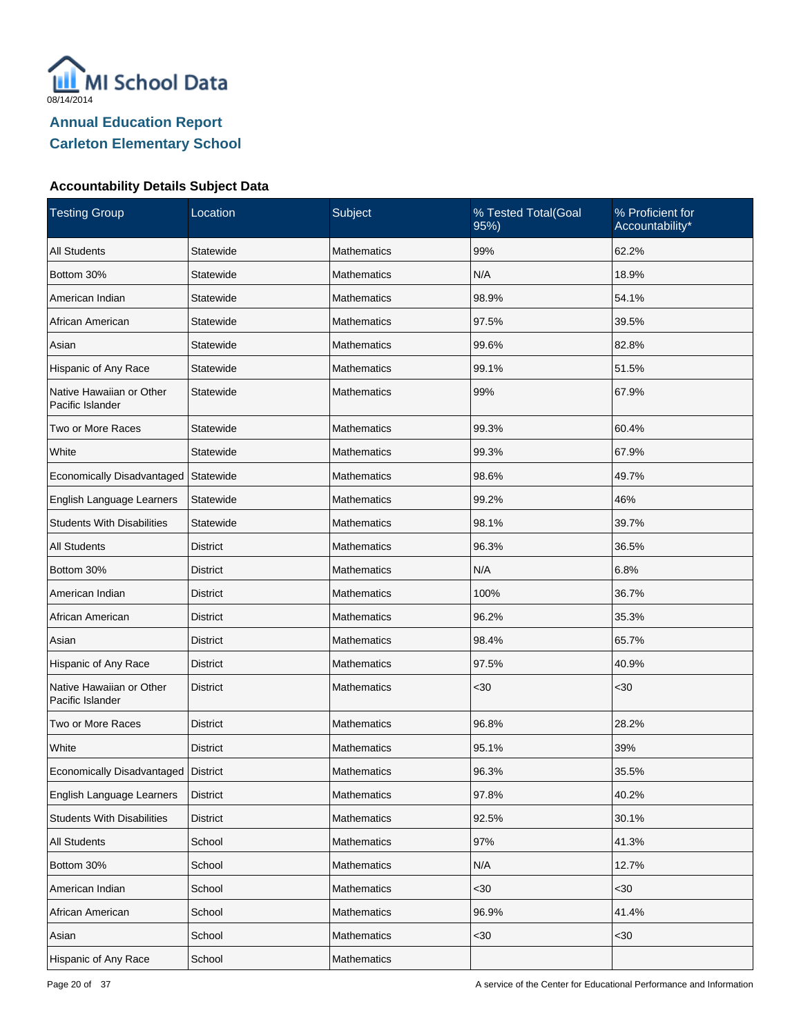MI School Data
08/14/2014

## Annual Education Report
## Carleton Elementary School

### Accountability Details Subject Data

| Testing Group | Location | Subject | % Tested Total(Goal 95%) | % Proficient for Accountability* |
|---|---|---|---|---|
| All Students | Statewide | Mathematics | 99% | 62.2% |
| Bottom 30% | Statewide | Mathematics | N/A | 18.9% |
| American Indian | Statewide | Mathematics | 98.9% | 54.1% |
| African American | Statewide | Mathematics | 97.5% | 39.5% |
| Asian | Statewide | Mathematics | 99.6% | 82.8% |
| Hispanic of Any Race | Statewide | Mathematics | 99.1% | 51.5% |
| Native Hawaiian or Other Pacific Islander | Statewide | Mathematics | 99% | 67.9% |
| Two or More Races | Statewide | Mathematics | 99.3% | 60.4% |
| White | Statewide | Mathematics | 99.3% | 67.9% |
| Economically Disadvantaged | Statewide | Mathematics | 98.6% | 49.7% |
| English Language Learners | Statewide | Mathematics | 99.2% | 46% |
| Students With Disabilities | Statewide | Mathematics | 98.1% | 39.7% |
| All Students | District | Mathematics | 96.3% | 36.5% |
| Bottom 30% | District | Mathematics | N/A | 6.8% |
| American Indian | District | Mathematics | 100% | 36.7% |
| African American | District | Mathematics | 96.2% | 35.3% |
| Asian | District | Mathematics | 98.4% | 65.7% |
| Hispanic of Any Race | District | Mathematics | 97.5% | 40.9% |
| Native Hawaiian or Other Pacific Islander | District | Mathematics | <30 | <30 |
| Two or More Races | District | Mathematics | 96.8% | 28.2% |
| White | District | Mathematics | 95.1% | 39% |
| Economically Disadvantaged | District | Mathematics | 96.3% | 35.5% |
| English Language Learners | District | Mathematics | 97.8% | 40.2% |
| Students With Disabilities | District | Mathematics | 92.5% | 30.1% |
| All Students | School | Mathematics | 97% | 41.3% |
| Bottom 30% | School | Mathematics | N/A | 12.7% |
| American Indian | School | Mathematics | <30 | <30 |
| African American | School | Mathematics | 96.9% | 41.4% |
| Asian | School | Mathematics | <30 | <30 |
| Hispanic of Any Race | School | Mathematics | | |

A service of the Center for Educational Performance and Information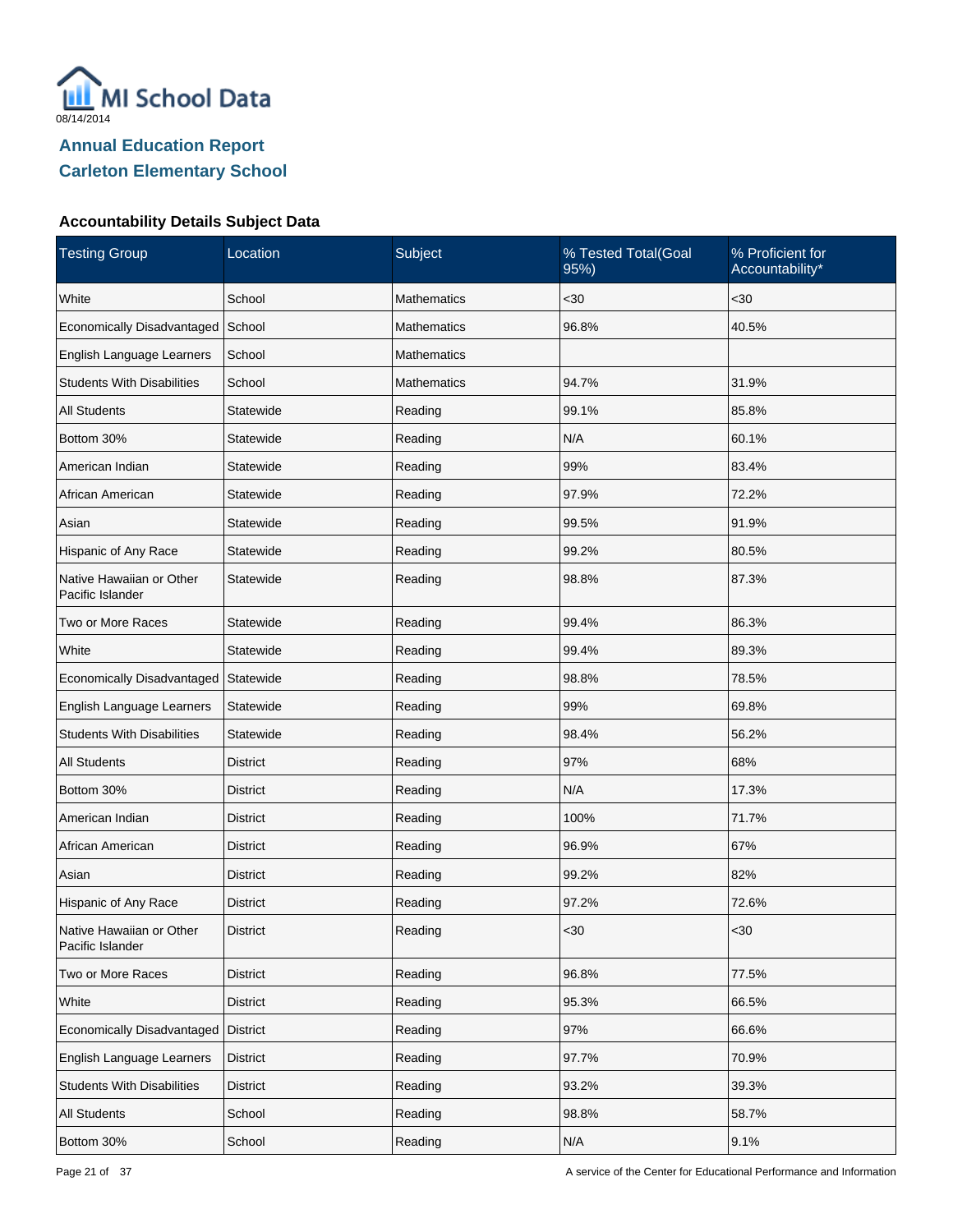MI School Data

08/14/2014

## Annual Education Report

## Carleton Elementary School

### Accountability Details Subject Data

| Testing Group | Location | Subject | % Tested Total(Goal 95%) | % Proficient for Accountability* |
|---|---|---|---|---|
| White | School | Mathematics | <30 | <30 |
| Economically Disadvantaged | School | Mathematics | 96.8% | 40.5% |
| English Language Learners | School | Mathematics | | |
| Students With Disabilities | School | Mathematics | 94.7% | 31.9% |
| All Students | Statewide | Reading | 99.1% | 85.8% |
| Bottom 30% | Statewide | Reading | N/A | 60.1% |
| American Indian | Statewide | Reading | 99% | 83.4% |
| African American | Statewide | Reading | 97.9% | 72.2% |
| Asian | Statewide | Reading | 99.5% | 91.9% |
| Hispanic of Any Race | Statewide | Reading | 99.2% | 80.5% |
| Native Hawaiian or Other Pacific Islander | Statewide | Reading | 98.8% | 87.3% |
| Two or More Races | Statewide | Reading | 99.4% | 86.3% |
| White | Statewide | Reading | 99.4% | 89.3% |
| Economically Disadvantaged | Statewide | Reading | 98.8% | 78.5% |
| English Language Learners | Statewide | Reading | 99% | 69.8% |
| Students With Disabilities | Statewide | Reading | 98.4% | 56.2% |
| All Students | District | Reading | 97% | 68% |
| Bottom 30% | District | Reading | N/A | 17.3% |
| American Indian | District | Reading | 100% | 71.7% |
| African American | District | Reading | 96.9% | 67% |
| Asian | District | Reading | 99.2% | 82% |
| Hispanic of Any Race | District | Reading | 97.2% | 72.6% |
| Native Hawaiian or Other Pacific Islander | District | Reading | <30 | <30 |
| Two or More Races | District | Reading | 96.8% | 77.5% |
| White | District | Reading | 95.3% | 66.5% |
| Economically Disadvantaged | District | Reading | 97% | 66.6% |
| English Language Learners | District | Reading | 97.7% | 70.9% |
| Students With Disabilities | District | Reading | 93.2% | 39.3% |
| All Students | School | Reading | 98.8% | 58.7% |
| Bottom 30% | School | Reading | N/A | 9.1% |

A service of the Center for Educational Performance and Information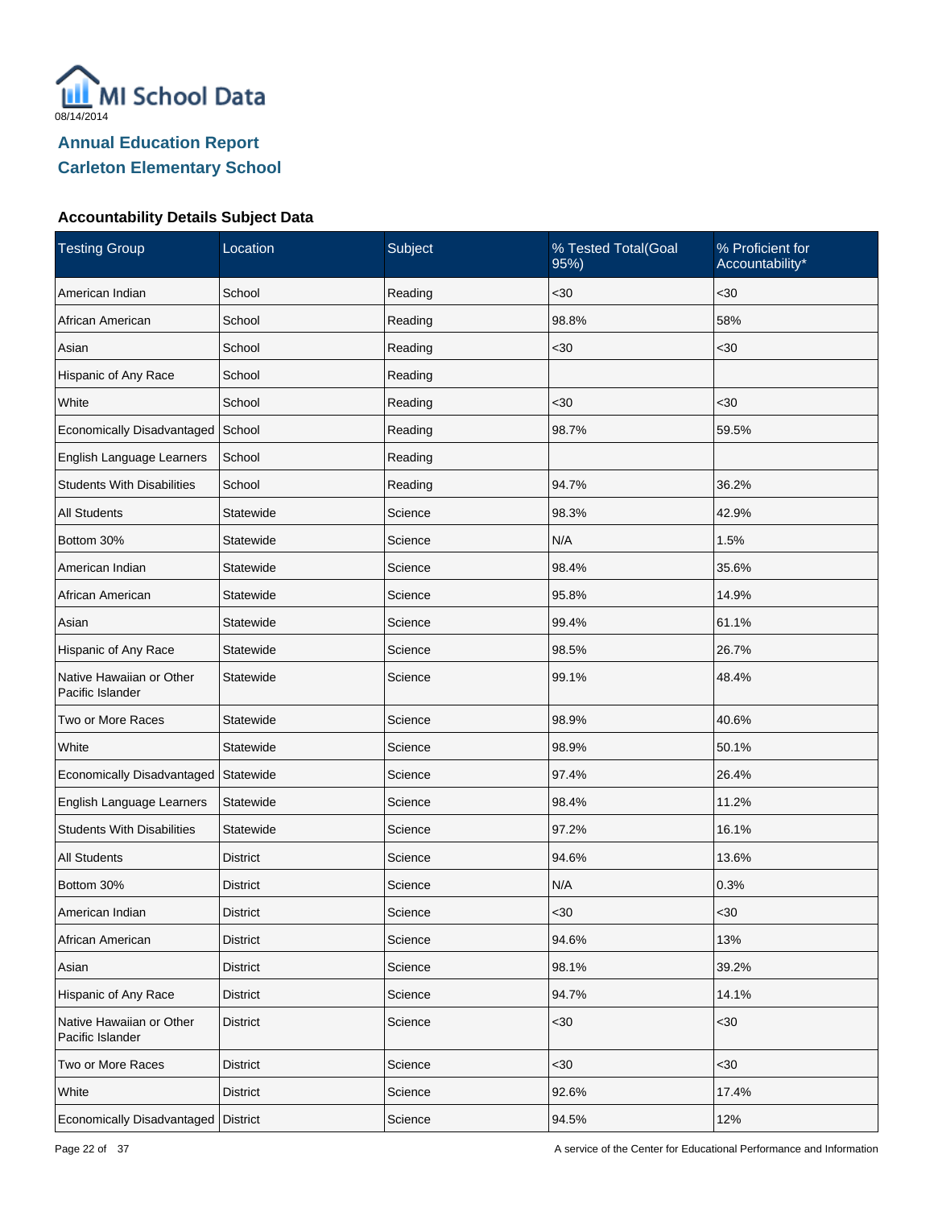MI School Data

08/14/2014

## Annual Education Report

## Carleton Elementary School

### Accountability Details Subject Data

| Testing Group | Location | Subject | % Tested Total(Goal 95%) | % Proficient for Accountability* |
|---|---|---|---|---|
| American Indian | School | Reading | <30 | <30 |
| African American | School | Reading | 98.8% | 58% |
| Asian | School | Reading | <30 | <30 |
| Hispanic of Any Race | School | Reading | | |
| White | School | Reading | <30 | <30 |
| Economically Disadvantaged | School | Reading | 98.7% | 59.5% |
| English Language Learners | School | Reading | | |
| Students With Disabilities | School | Reading | 94.7% | 36.2% |
| All Students | Statewide | Science | 98.3% | 42.9% |
| Bottom 30% | Statewide | Science | N/A | 1.5% |
| American Indian | Statewide | Science | 98.4% | 35.6% |
| African American | Statewide | Science | 95.8% | 14.9% |
| Asian | Statewide | Science | 99.4% | 61.1% |
| Hispanic of Any Race | Statewide | Science | 98.5% | 26.7% |
| Native Hawaiian or Other Pacific Islander | Statewide | Science | 99.1% | 48.4% |
| Two or More Races | Statewide | Science | 98.9% | 40.6% |
| White | Statewide | Science | 98.9% | 50.1% |
| Economically Disadvantaged | Statewide | Science | 97.4% | 26.4% |
| English Language Learners | Statewide | Science | 98.4% | 11.2% |
| Students With Disabilities | Statewide | Science | 97.2% | 16.1% |
| All Students | District | Science | 94.6% | 13.6% |
| Bottom 30% | District | Science | N/A | 0.3% |
| American Indian | District | Science | <30 | <30 |
| African American | District | Science | 94.6% | 13% |
| Asian | District | Science | 98.1% | 39.2% |
| Hispanic of Any Race | District | Science | 94.7% | 14.1% |
| Native Hawaiian or Other Pacific Islander | District | Science | <30 | <30 |
| Two or More Races | District | Science | <30 | <30 |
| White | District | Science | 92.6% | 17.4% |
| Economically Disadvantaged | District | Science | 94.5% | 12% |

A service of the Center for Educational Performance and Information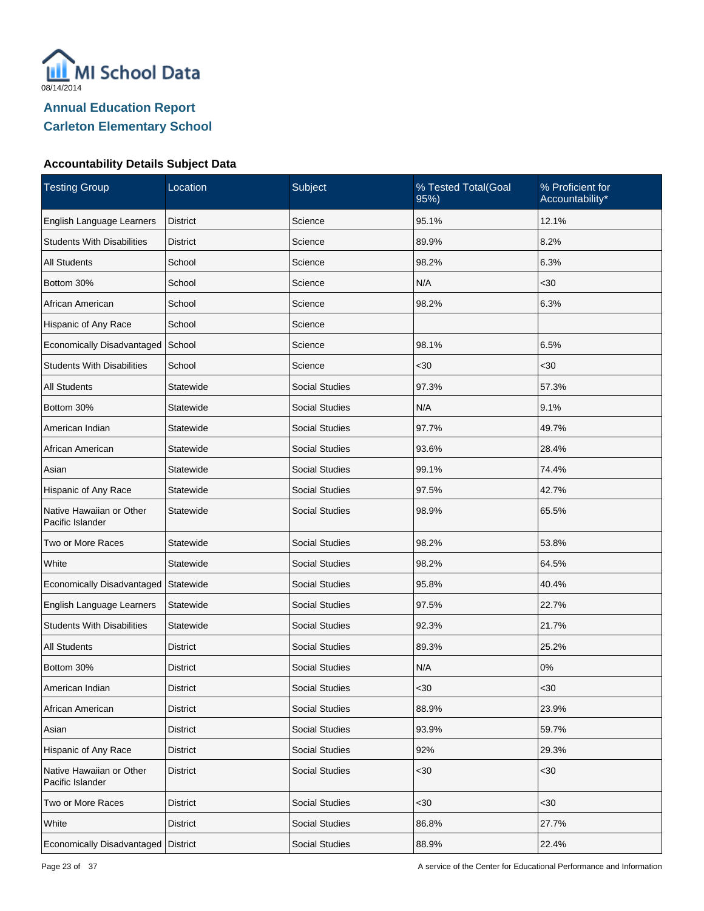MI School Data

08/14/2014

## Annual Education Report
## Carleton Elementary School

### Accountability Details Subject Data

| Testing Group | Location | Subject | % Tested Total(Goal 95%) | % Proficient for Accountability* |
|---|---|---|---|---|
| English Language Learners | District | Science | 95.1% | 12.1% |
| Students With Disabilities | District | Science | 89.9% | 8.2% |
| All Students | School | Science | 98.2% | 6.3% |
| Bottom 30% | School | Science | N/A | <30 |
| African American | School | Science | 98.2% | 6.3% |
| Hispanic of Any Race | School | Science | | |
| Economically Disadvantaged | School | Science | 98.1% | 6.5% |
| Students With Disabilities | School | Science | <30 | <30 |
| All Students | Statewide | Social Studies | 97.3% | 57.3% |
| Bottom 30% | Statewide | Social Studies | N/A | 9.1% |
| American Indian | Statewide | Social Studies | 97.7% | 49.7% |
| African American | Statewide | Social Studies | 93.6% | 28.4% |
| Asian | Statewide | Social Studies | 99.1% | 74.4% |
| Hispanic of Any Race | Statewide | Social Studies | 97.5% | 42.7% |
| Native Hawaiian or Other Pacific Islander | Statewide | Social Studies | 98.9% | 65.5% |
| Two or More Races | Statewide | Social Studies | 98.2% | 53.8% |
| White | Statewide | Social Studies | 98.2% | 64.5% |
| Economically Disadvantaged | Statewide | Social Studies | 95.8% | 40.4% |
| English Language Learners | Statewide | Social Studies | 97.5% | 22.7% |
| Students With Disabilities | Statewide | Social Studies | 92.3% | 21.7% |
| All Students | District | Social Studies | 89.3% | 25.2% |
| Bottom 30% | District | Social Studies | N/A | 0% |
| American Indian | District | Social Studies | <30 | <30 |
| African American | District | Social Studies | 88.9% | 23.9% |
| Asian | District | Social Studies | 93.9% | 59.7% |
| Hispanic of Any Race | District | Social Studies | 92% | 29.3% |
| Native Hawaiian or Other Pacific Islander | District | Social Studies | <30 | <30 |
| Two or More Races | District | Social Studies | <30 | <30 |
| White | District | Social Studies | 86.8% | 27.7% |
| Economically Disadvantaged | District | Social Studies | 88.9% | 22.4% |

A service of the Center for Educational Performance and Information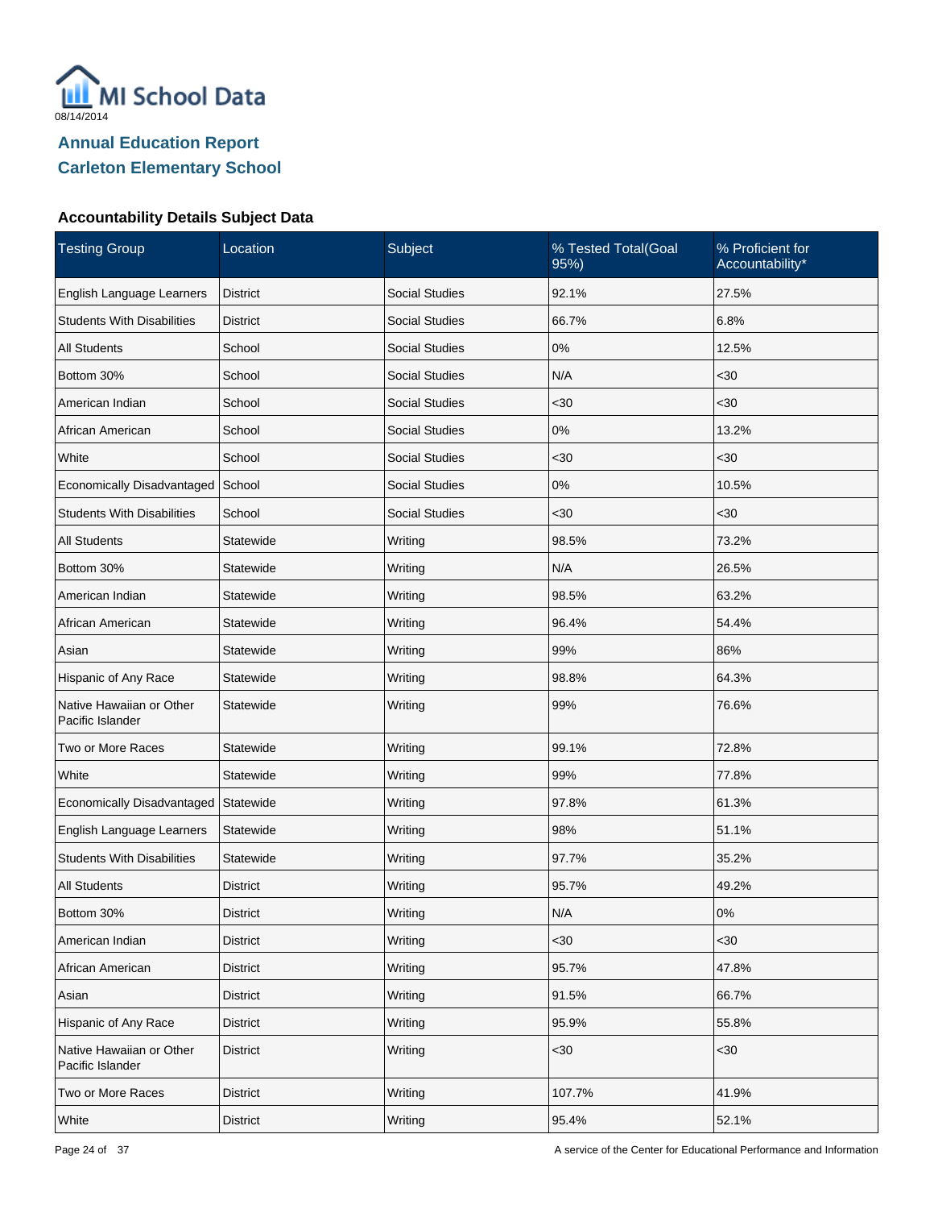MI School Data
08/14/2014

# Annual Education Report
## Carleton Elementary School

### Accountability Details Subject Data

| Testing Group | Location | Subject | % Tested Total(Goal 95%) | % Proficient for Accountability* |
|---|---|---|---|---|
| English Language Learners | District | Social Studies | 92.1% | 27.5% |
| Students With Disabilities | District | Social Studies | 66.7% | 6.8% |
| All Students | School | Social Studies | 0% | 12.5% |
| Bottom 30% | School | Social Studies | N/A | <30 |
| American Indian | School | Social Studies | <30 | <30 |
| African American | School | Social Studies | 0% | 13.2% |
| White | School | Social Studies | <30 | <30 |
| Economically Disadvantaged | School | Social Studies | 0% | 10.5% |
| Students With Disabilities | School | Social Studies | <30 | <30 |
| All Students | Statewide | Writing | 98.5% | 73.2% |
| Bottom 30% | Statewide | Writing | N/A | 26.5% |
| American Indian | Statewide | Writing | 98.5% | 63.2% |
| African American | Statewide | Writing | 96.4% | 54.4% |
| Asian | Statewide | Writing | 99% | 86% |
| Hispanic of Any Race | Statewide | Writing | 98.8% | 64.3% |
| Native Hawaiian or Other Pacific Islander | Statewide | Writing | 99% | 76.6% |
| Two or More Races | Statewide | Writing | 99.1% | 72.8% |
| White | Statewide | Writing | 99% | 77.8% |
| Economically Disadvantaged | Statewide | Writing | 97.8% | 61.3% |
| English Language Learners | Statewide | Writing | 98% | 51.1% |
| Students With Disabilities | Statewide | Writing | 97.7% | 35.2% |
| All Students | District | Writing | 95.7% | 49.2% |
| Bottom 30% | District | Writing | N/A | 0% |
| American Indian | District | Writing | <30 | <30 |
| African American | District | Writing | 95.7% | 47.8% |
| Asian | District | Writing | 91.5% | 66.7% |
| Hispanic of Any Race | District | Writing | 95.9% | 55.8% |
| Native Hawaiian or Other Pacific Islander | District | Writing | <30 | <30 |
| Two or More Races | District | Writing | 107.7% | 41.9% |
| White | District | Writing | 95.4% | 52.1% |

A service of the Center for Educational Performance and Information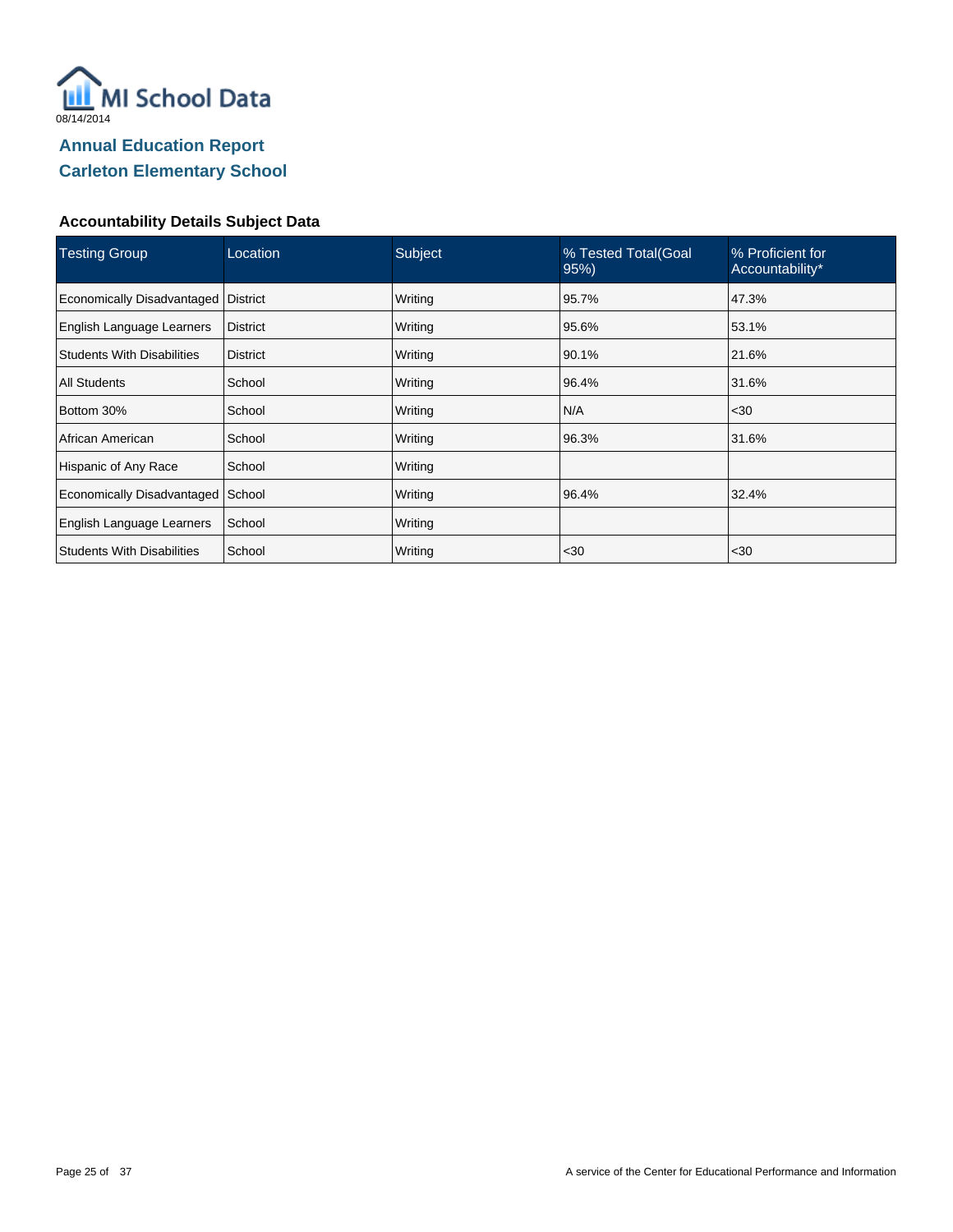MI School Data

08/14/2014

## Annual Education Report
## Carleton Elementary School

### Accountability Details Subject Data

| Testing Group | Location | Subject | % Tested Total(Goal 95%) | % Proficient for Accountability* |
|---|---|---|---|---|
| Economically Disadvantaged | District | Writing | 95.7% | 47.3% |
| English Language Learners | District | Writing | 95.6% | 53.1% |
| Students With Disabilities | District | Writing | 90.1% | 21.6% |
| All Students | School | Writing | 96.4% | 31.6% |
| Bottom 30% | School | Writing | N/A | <30 |
| African American | School | Writing | 96.3% | 31.6% |
| Hispanic of Any Race | School | Writing | | |
| Economically Disadvantaged | School | Writing | 96.4% | 32.4% |
| English Language Learners | School | Writing | | |
| Students With Disabilities | School | Writing | <30 | <30 |

A service of the Center for Educational Performance and Information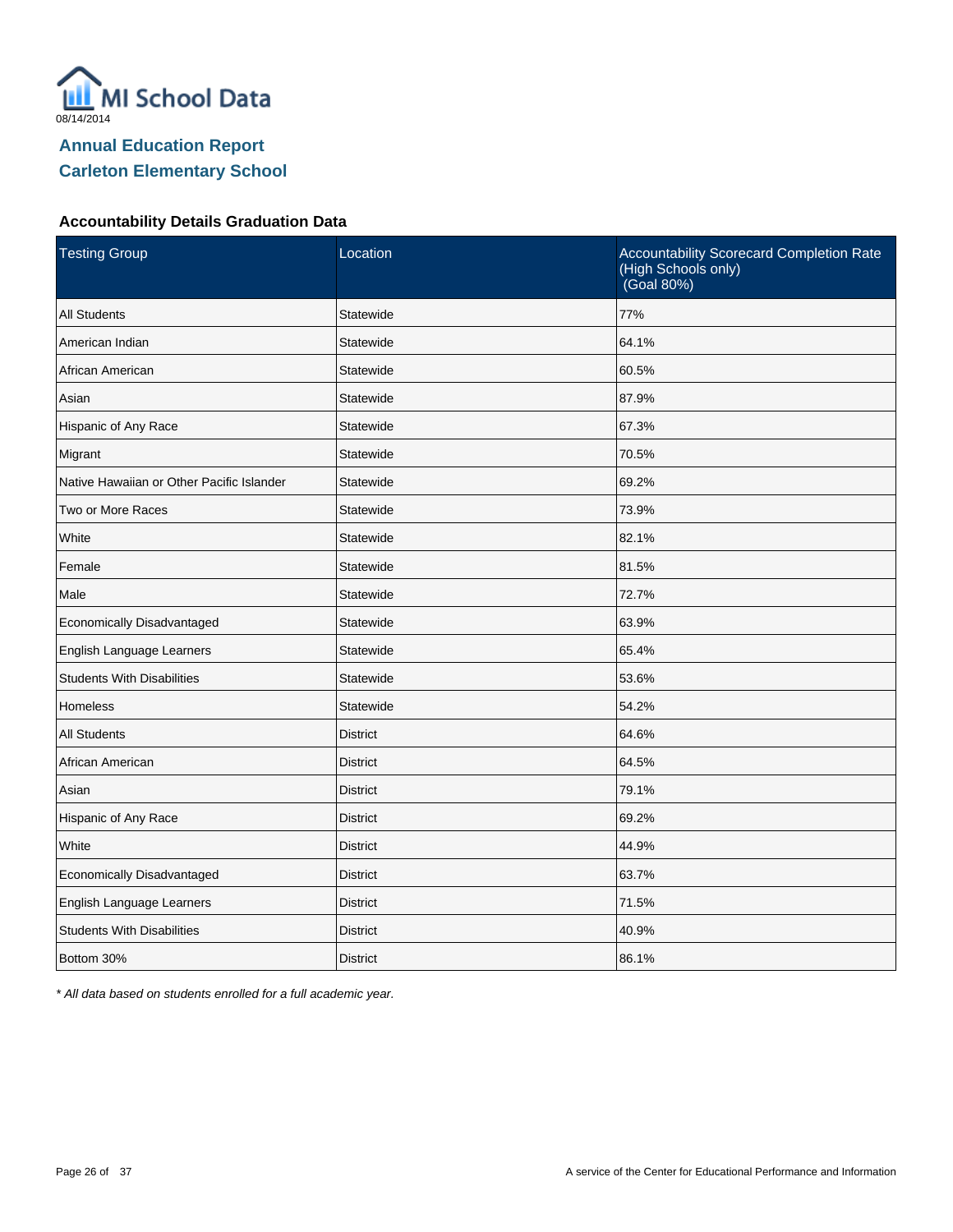MI School Data

08/14/2014

## Annual Education Report

## Carleton Elementary School

### Accountability Details Graduation Data

| Testing Group | Location | Accountability Scorecard Completion Rate (High Schools only) (Goal 80%) |
|---|---|---|
| All Students | Statewide | 77% |
| American Indian | Statewide | 64.1% |
| African American | Statewide | 60.5% |
| Asian | Statewide | 87.9% |
| Hispanic of Any Race | Statewide | 67.3% |
| Migrant | Statewide | 70.5% |
| Native Hawaiian or Other Pacific Islander | Statewide | 69.2% |
| Two or More Races | Statewide | 73.9% |
| White | Statewide | 82.1% |
| Female | Statewide | 81.5% |
| Male | Statewide | 72.7% |
| Economically Disadvantaged | Statewide | 63.9% |
| English Language Learners | Statewide | 65.4% |
| Students With Disabilities | Statewide | 53.6% |
| Homeless | Statewide | 54.2% |
| All Students | District | 64.6% |
| African American | District | 64.5% |
| Asian | District | 79.1% |
| Hispanic of Any Race | District | 69.2% |
| White | District | 44.9% |
| Economically Disadvantaged | District | 63.7% |
| English Language Learners | District | 71.5% |
| Students With Disabilities | District | 40.9% |
| Bottom 30% | District | 86.1% |

*\* All data based on students enrolled for a full academic year.*

A service of the Center for Educational Performance and Information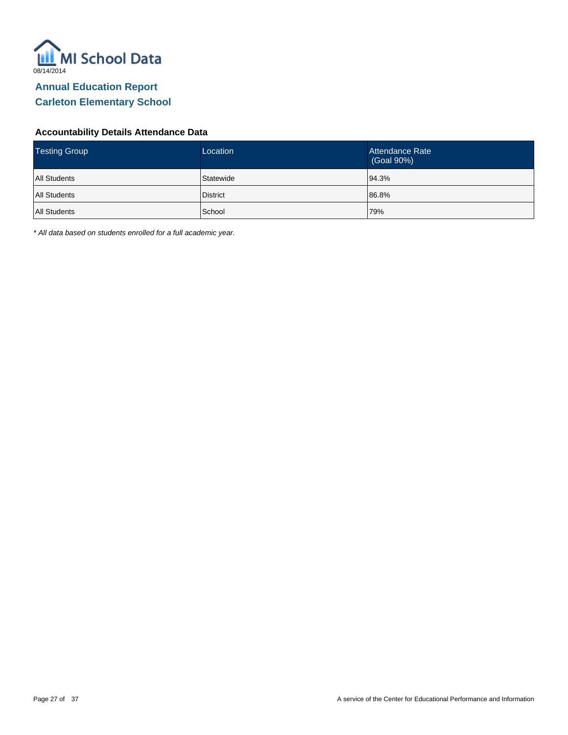MI School Data

08/14/2014

## Annual Education Report
## Carleton Elementary School

### Accountability Details Attendance Data

| Testing Group | Location | Attendance Rate (Goal 90%) |
|---|---|---|
| All Students | Statewide | 94.3% |
| All Students | District | 86.8% |
| All Students | School | 79% |

*\* All data based on students enrolled for a full academic year.*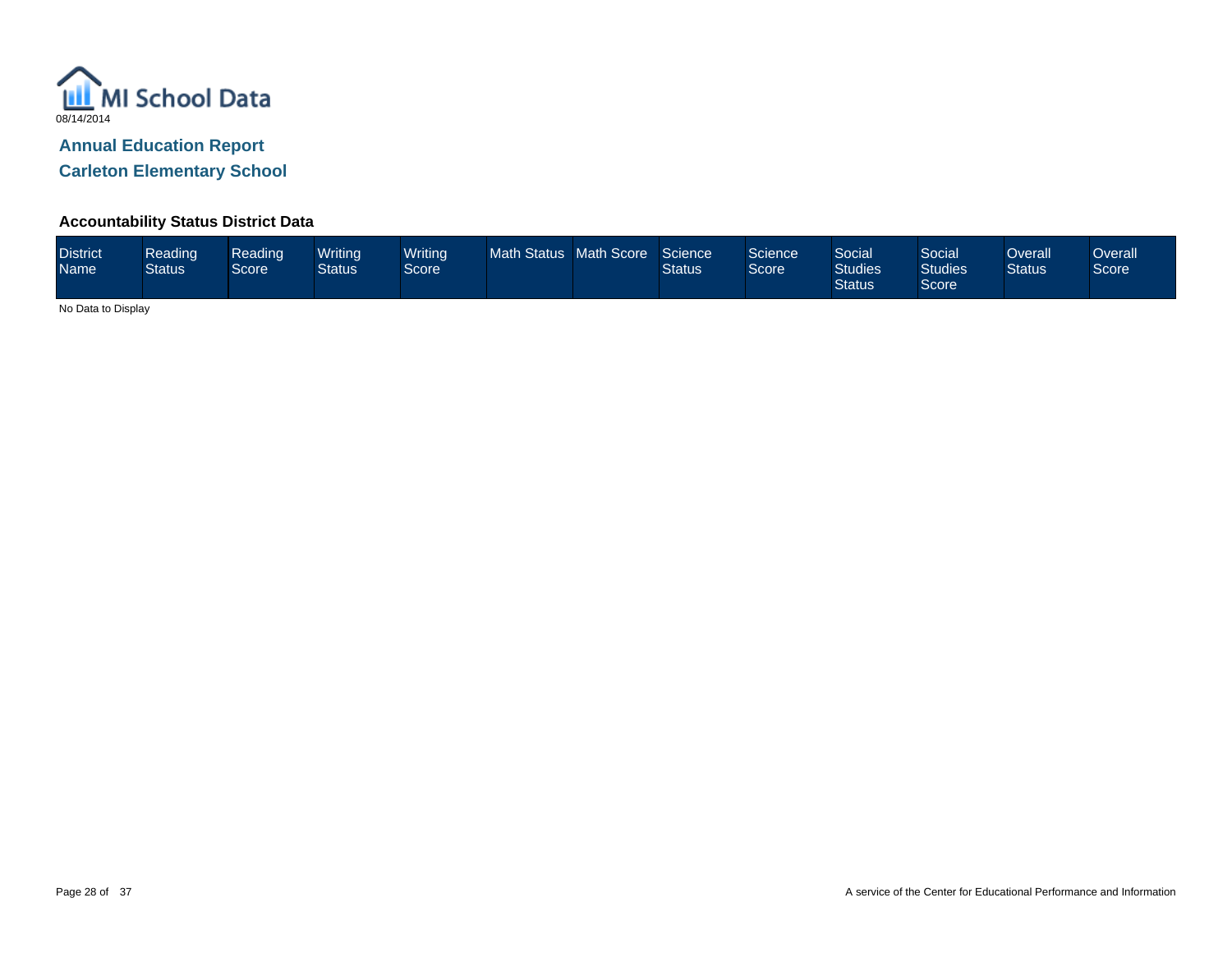MI School Data

08/14/2014

## Annual Education Report

## Carleton Elementary School

### Accountability Status District Data

| District Name | Reading Status | Reading Score | Writing Status | Writing Score | Math Status | Math Score | Science Status | Science Score | Social Studies Status | Social Studies Score | Overall Status | Overall Score |
|---|---|---|---|---|---|---|---|---|---|---|---|---|

No Data to Display

A service of the Center for Educational Performance and Information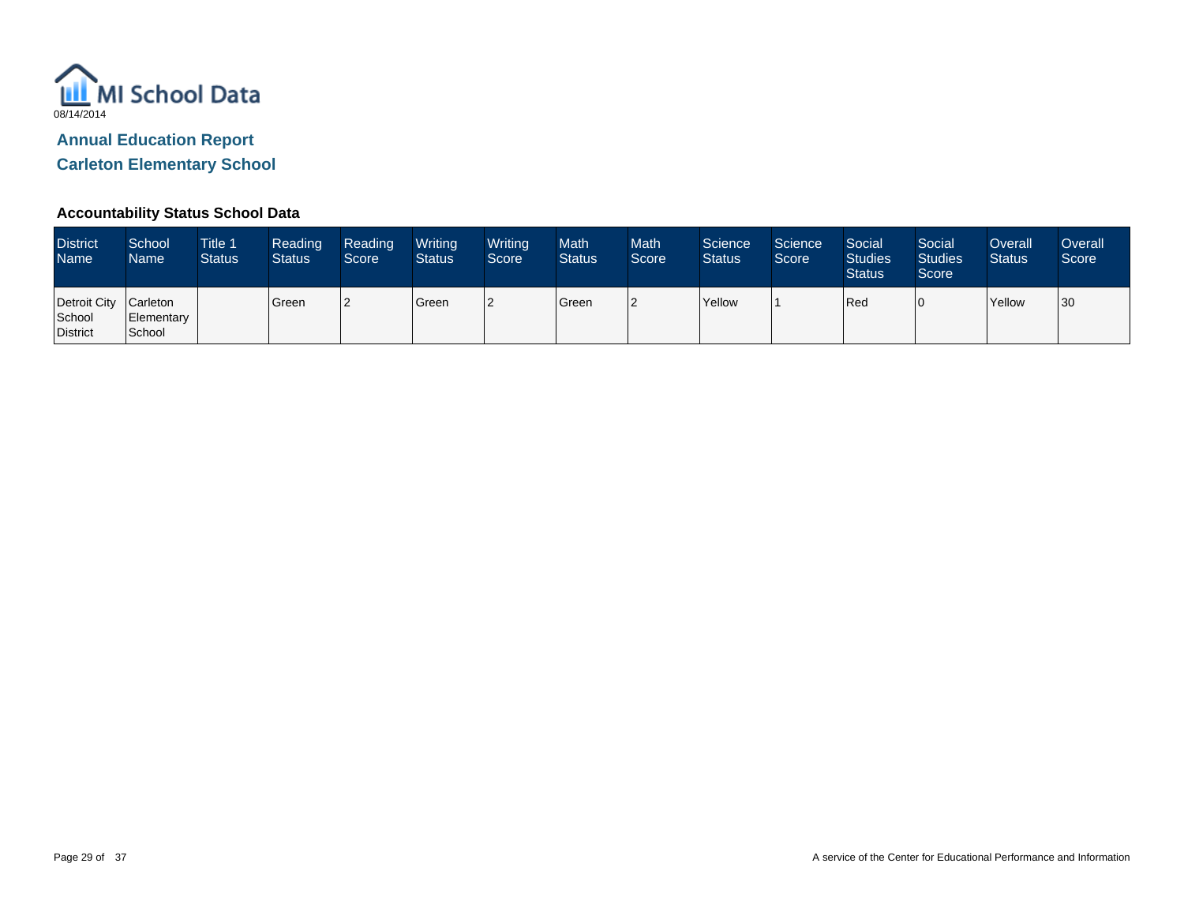MI School Data

08/14/2014

## Annual Education Report

## Carleton Elementary School

### Accountability Status School Data

| District Name | School Name | Title 1 Status | Reading Status | Reading Score | Writing Status | Writing Score | Math Status | Math Score | Science Status | Science Score | Social Studies Status | Social Studies Score | Overall Status | Overall Score |
|---|---|---|---|---|---|---|---|---|---|---|---|---|---|---|
| Detroit City School District | Carleton Elementary School | | Green | 2 | Green | 2 | Green | 2 | Yellow | 1 | Red | 0 | Yellow | 30 |

A service of the Center for Educational Performance and Information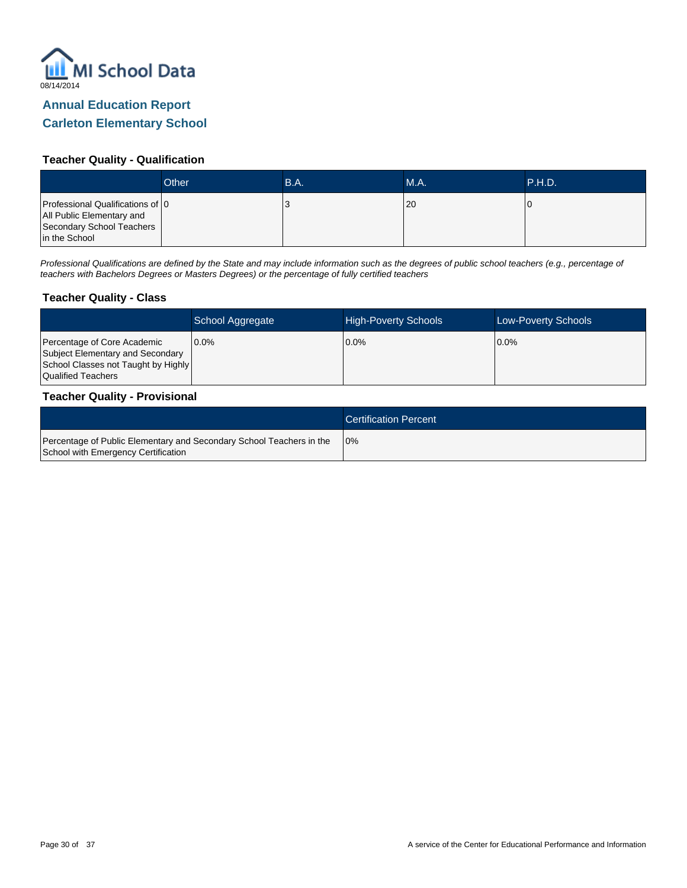MI School Data

08/14/2014

## Annual Education Report

## Carleton Elementary School

### Teacher Quality - Qualification

| | Other | B.A. | M.A. | P.H.D. |
| --- | --- | --- | --- | --- |
| Professional Qualifications of All Public Elementary and Secondary School Teachers in the School | 0 | 3 | 20 | 0 |

*Professional Qualifications are defined by the State and may include information such as the degrees of public school teachers (e.g., percentage of teachers with Bachelors Degrees or Masters Degrees) or the percentage of fully certified teachers*

### Teacher Quality - Class

| | School Aggregate | High-Poverty Schools | Low-Poverty Schools |
| --- | --- | --- | --- |
| Percentage of Core Academic Subject Elementary and Secondary School Classes not Taught by Highly Qualified Teachers | 0.0% | 0.0% | 0.0% |

### Teacher Quality - Provisional

| | Certification Percent |
| --- | --- |
| Percentage of Public Elementary and Secondary School Teachers in the School with Emergency Certification | 0% |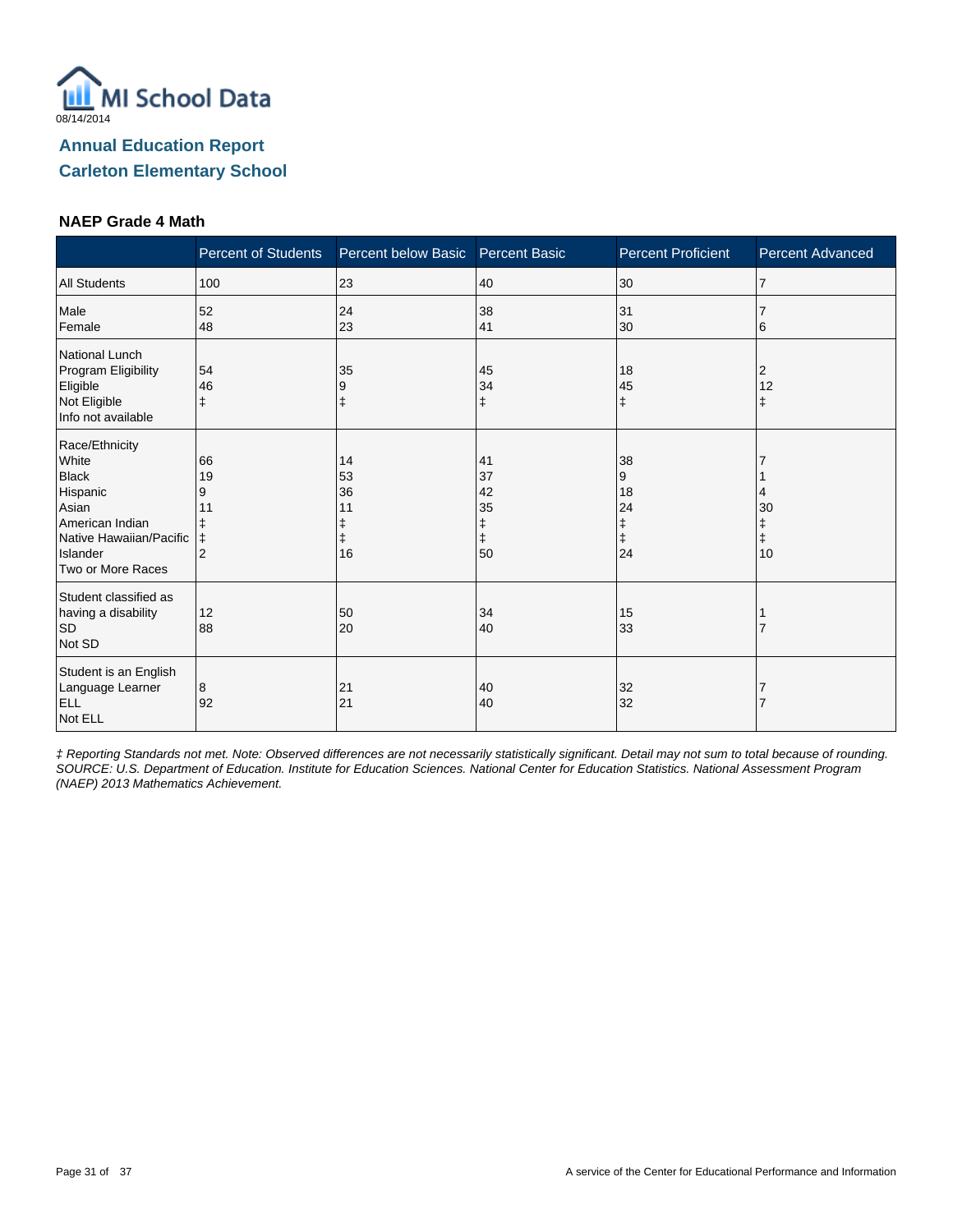MI School Data

08/14/2014

## Annual Education Report

## Carleton Elementary School

### NAEP Grade 4 Math

| | Percent of Students | Percent below Basic | Percent Basic | Percent Proficient | Percent Advanced |
|---|---|---|---|---|---|
| All Students | 100 | 23 | 40 | 30 | 7 |
| Male | 52 | 24 | 38 | 31 | 7 |
| Female | 48 | 23 | 41 | 30 | 6 |
| National Lunch Program Eligibility | | | | | |
| Eligible | 54 | 35 | 45 | 18 | 2 |
| Not Eligible | 46 | 9 | 34 | 45 | 12 |
| Info not available | ‡ | ‡ | ‡ | ‡ | ‡ |
| Race/Ethnicity | | | | | |
| White | 66 | 14 | 41 | 38 | 7 |
| Black | 19 | 53 | 37 | 9 | 1 |
| Hispanic | 9 | 36 | 42 | 18 | 4 |
| Asian | 11 | 11 | 35 | 24 | 30 |
| American Indian | ‡ | ‡ | ‡ | ‡ | ‡ |
| Native Hawaiian/Pacific Islander | ‡ | ‡ | ‡ | ‡ | ‡ |
| Two or More Races | 2 | 16 | 50 | 24 | 10 |
| Student classified as having a disability | | | | | |
| SD | 12 | 50 | 34 | 15 | 1 |
| Not SD | 88 | 20 | 40 | 33 | 7 |
| Student is an English Language Learner | | | | | |
| ELL | 8 | 21 | 40 | 32 | 7 |
| Not ELL | 92 | 21 | 40 | 32 | 7 |

*‡ Reporting Standards not met. Note: Observed differences are not necessarily statistically significant. Detail may not sum to total because of rounding. SOURCE: U.S. Department of Education. Institute for Education Sciences. National Center for Education Statistics. National Assessment Program (NAEP) 2013 Mathematics Achievement.*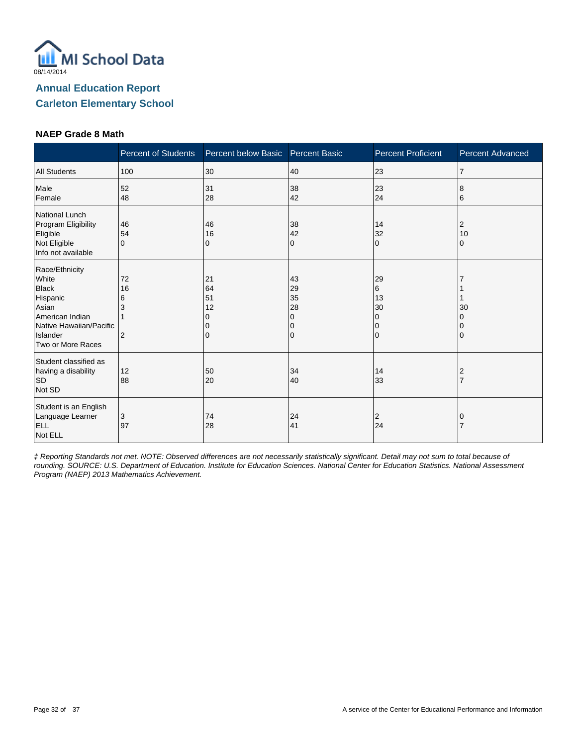MI School Data

08/14/2014

## Annual Education Report

## Carleton Elementary School

### NAEP Grade 8 Math

| | Percent of Students | Percent below Basic | Percent Basic | Percent Proficient | Percent Advanced |
|---|---|---|---|---|---|
| All Students | 100 | 30 | 40 | 23 | 7 |
| Male | 52 | 31 | 38 | 23 | 8 |
| Female | 48 | 28 | 42 | 24 | 6 |
| National Lunch Program Eligibility | | | | | |
| Eligible | 46 | 46 | 38 | 14 | 2 |
| Not Eligible | 54 | 16 | 42 | 32 | 10 |
| Info not available | 0 | 0 | 0 | 0 | 0 |
| Race/Ethnicity | | | | | |
| White | 72 | 21 | 43 | 29 | 7 |
| Black | 16 | 64 | 29 | 6 | 1 |
| Hispanic | 6 | 51 | 35 | 13 | 1 |
| Asian | 3 | 12 | 28 | 30 | 30 |
| American Indian | 1 | 0 | 0 | 0 | 0 |
| Native Hawaiian/Pacific Islander | | 0 | 0 | 0 | 0 |
| Two or More Races | 2 | 0 | 0 | 0 | 0 |
| Student classified as having a disability | | | | | |
| SD | 12 | 50 | 34 | 14 | 2 |
| Not SD | 88 | 20 | 40 | 33 | 7 |
| Student is an English Language Learner | | | | | |
| ELL | 3 | 74 | 24 | 2 | 0 |
| Not ELL | 97 | 28 | 41 | 24 | 7 |

*‡ Reporting Standards not met. NOTE: Observed differences are not necessarily statistically significant. Detail may not sum to total because of rounding. SOURCE: U.S. Department of Education. Institute for Education Sciences. National Center for Education Statistics. National Assessment Program (NAEP) 2013 Mathematics Achievement.*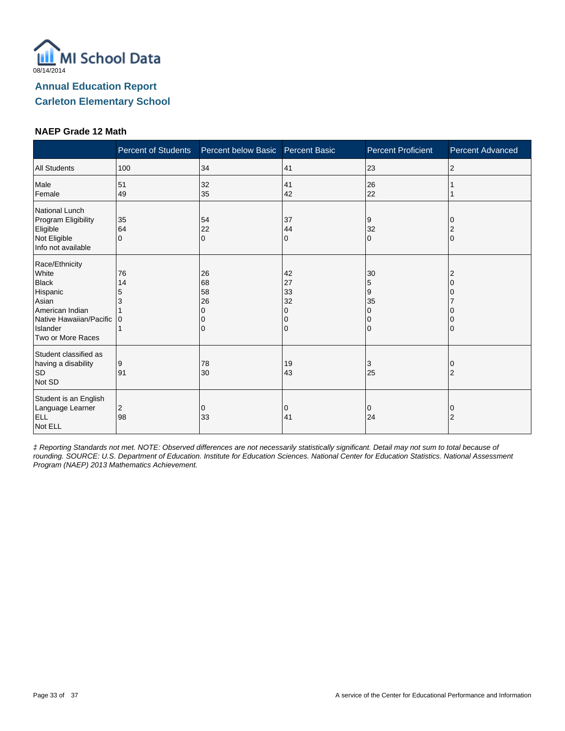MI School Data
08/14/2014

## Annual Education Report
## Carleton Elementary School

### NAEP Grade 12 Math

| | Percent of Students | Percent below Basic | Percent Basic | Percent Proficient | Percent Advanced |
|---|---|---|---|---|---|
| All Students | 100 | 34 | 41 | 23 | 2 |
| Male | 51 | 32 | 41 | 26 | 1 |
| Female | 49 | 35 | 42 | 22 | 1 |
| National Lunch Program Eligibility | | | | | |
| Eligible | 35 | 54 | 37 | 9 | 0 |
| Not Eligible | 64 | 22 | 44 | 32 | 2 |
| Info not available | 0 | 0 | 0 | 0 | 0 |
| Race/Ethnicity | | | | | |
| White | 76 | 26 | 42 | 30 | 2 |
| Black | 14 | 68 | 27 | 5 | 0 |
| Hispanic | 5 | 58 | 33 | 9 | 0 |
| Asian | 3 | 26 | 32 | 35 | 7 |
| American Indian | 1 | 0 | 0 | 0 | 0 |
| Native Hawaiian/Pacific Islander | 0 | 0 | 0 | 0 | 0 |
| Two or More Races | 1 | 0 | 0 | 0 | 0 |
| Student classified as having a disability | | | | | |
| SD | 9 | 78 | 19 | 3 | 0 |
| Not SD | 91 | 30 | 43 | 25 | 2 |
| Student is an English Language Learner | | | | | |
| ELL | 2 | 0 | 0 | 0 | 0 |
| Not ELL | 98 | 33 | 41 | 24 | 2 |

*‡ Reporting Standards not met. NOTE: Observed differences are not necessarily statistically significant. Detail may not sum to total because of rounding. SOURCE: U.S. Department of Education. Institute for Education Sciences. National Center for Education Statistics. National Assessment Program (NAEP) 2013 Mathematics Achievement.*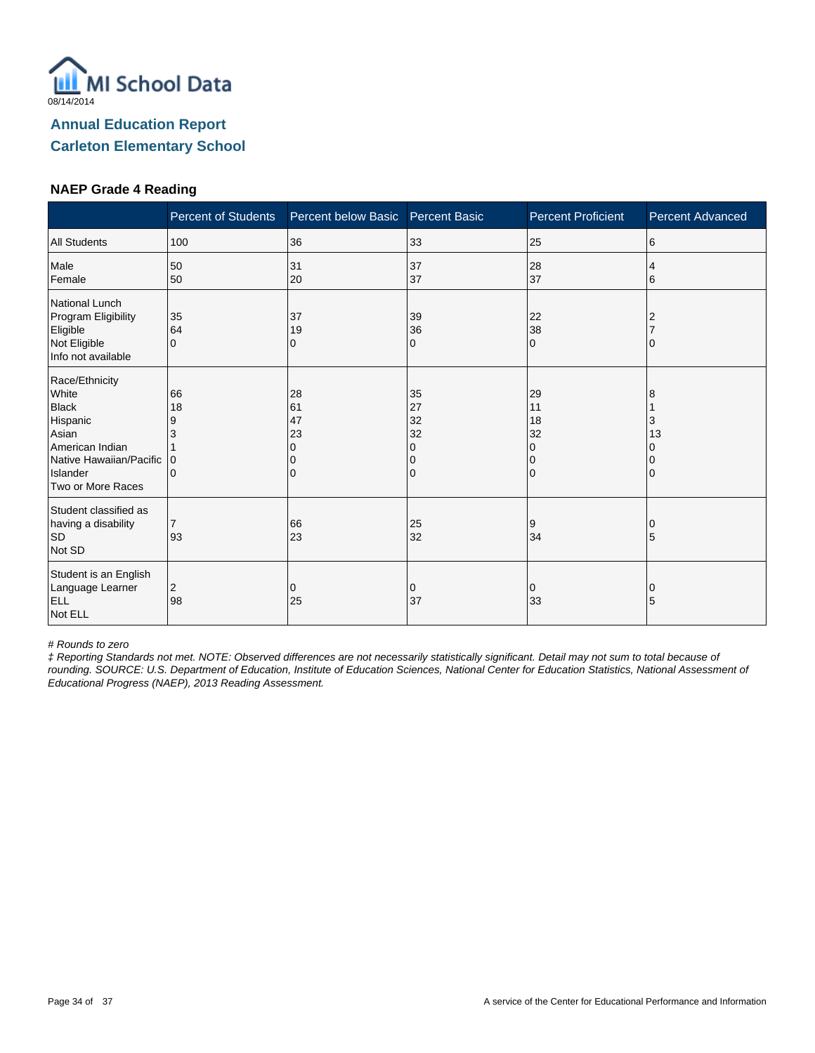MI School Data

08/14/2014

## Annual Education Report

## Carleton Elementary School

### NAEP Grade 4 Reading

| | Percent of Students | Percent below Basic | Percent Basic | Percent Proficient | Percent Advanced |
|---|---|---|---|---|---|
| All Students | 100 | 36 | 33 | 25 | 6 |
| Male<br>Female | 50<br>50 | 31<br>20 | 37<br>37 | 28<br>37 | 4<br>6 |
| National Lunch Program Eligibility<br>Eligible<br>Not Eligible<br>Info not available | 35<br>64<br>0 | 37<br>19<br>0 | 39<br>36<br>0 | 22<br>38<br>0 | 2<br>7<br>0 |
| Race/Ethnicity<br>White<br>Black<br>Hispanic<br>Asian<br>American Indian<br>Native Hawaiian/Pacific Islander<br>Two or More Races | 66<br>18<br>9<br>3<br>1<br>0<br>0 | 28<br>61<br>47<br>23<br>0<br>0<br>0 | 35<br>27<br>32<br>32<br>0<br>0<br>0 | 29<br>11<br>18<br>32<br>0<br>0<br>0 | 8<br>1<br>3<br>13<br>0<br>0<br>0 |
| Student classified as having a disability<br>SD<br>Not SD | 7<br>93 | 66<br>23 | 25<br>32 | 9<br>34 | 0<br>5 |
| Student is an English Language Learner<br>ELL<br>Not ELL | 2<br>98 | 0<br>25 | 0<br>37 | 0<br>33 | 0<br>5 |

*# Rounds to zero*

*‡ Reporting Standards not met. NOTE: Observed differences are not necessarily statistically significant. Detail may not sum to total because of rounding. SOURCE: U.S. Department of Education, Institute of Education Sciences, National Center for Education Statistics, National Assessment of Educational Progress (NAEP), 2013 Reading Assessment.*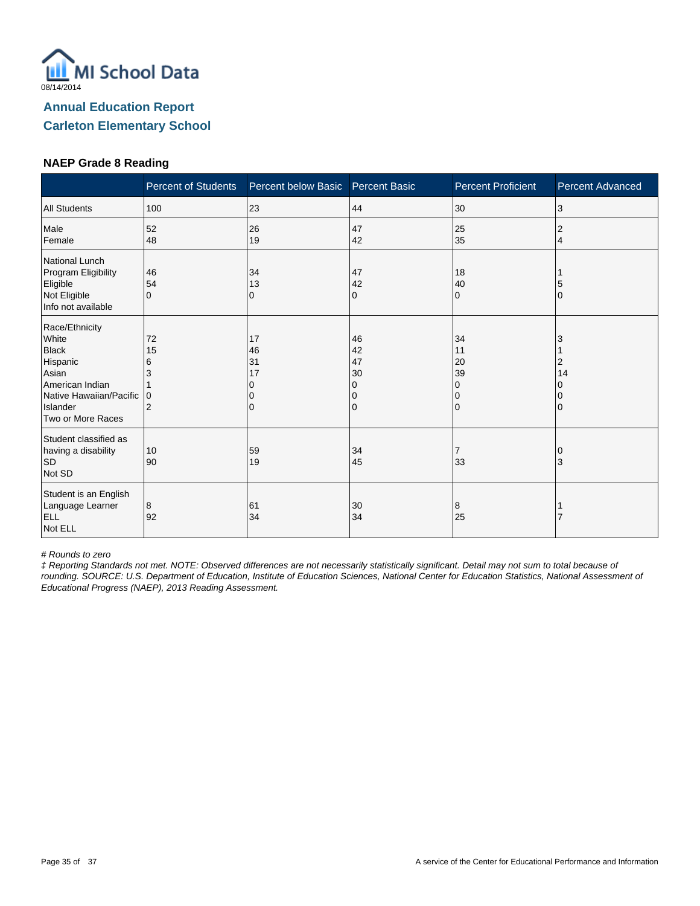MI School Data

08/14/2014

## Annual Education Report

## Carleton Elementary School

### NAEP Grade 8 Reading

| | Percent of Students | Percent below Basic | Percent Basic | Percent Proficient | Percent Advanced |
|---|---|---|---|---|---|
| All Students | 100 | 23 | 44 | 30 | 3 |
| Male | 52 | 26 | 47 | 25 | 2 |
| Female | 48 | 19 | 42 | 35 | 4 |
| National Lunch Program Eligibility | | | | | |
| Eligible | 46 | 34 | 47 | 18 | 1 |
| Not Eligible | 54 | 13 | 42 | 40 | 5 |
| Info not available | 0 | 0 | 0 | 0 | 0 |
| Race/Ethnicity | | | | | |
| White | 72 | 17 | 46 | 34 | 3 |
| Black | 15 | 46 | 42 | 11 | 1 |
| Hispanic | 6 | 31 | 47 | 20 | 2 |
| Asian | 3 | 17 | 30 | 39 | 14 |
| American Indian | 1 | 0 | 0 | 0 | 0 |
| Native Hawaiian/Pacific Islander | 0 | 0 | 0 | 0 | 0 |
| Two or More Races | 2 | 0 | 0 | 0 | 0 |
| Student classified as having a disability | | | | | |
| SD | 10 | 59 | 34 | 7 | 0 |
| Not SD | 90 | 19 | 45 | 33 | 3 |
| Student is an English Language Learner | | | | | |
| ELL | 8 | 61 | 30 | 8 | 1 |
| Not ELL | 92 | 34 | 34 | 25 | 7 |

*# Rounds to zero*

*‡ Reporting Standards not met. NOTE: Observed differences are not necessarily statistically significant. Detail may not sum to total because of rounding. SOURCE: U.S. Department of Education, Institute of Education Sciences, National Center for Education Statistics, National Assessment of Educational Progress (NAEP), 2013 Reading Assessment.*

A service of the Center for Educational Performance and Information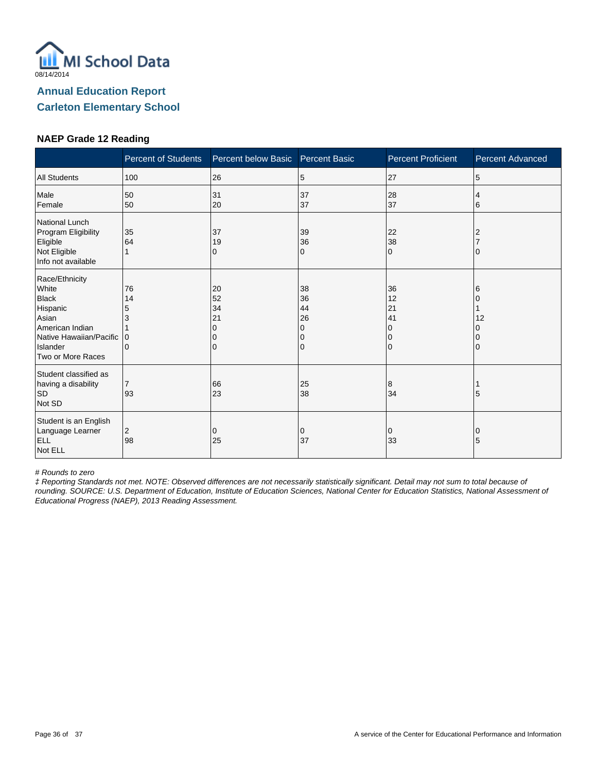MI School Data

08/14/2014

## Annual Education Report

## Carleton Elementary School

### NAEP Grade 12 Reading

| | Percent of Students | Percent below Basic | Percent Basic | Percent Proficient | Percent Advanced |
|---|---|---|---|---|---|
| All Students | 100 | 26 | 5 | 27 | 5 |
| Male | 50 | 31 | 37 | 28 | 4 |
| Female | 50 | 20 | 37 | 37 | 6 |
| National Lunch Program Eligibility | | | | | |
| Eligible | 35 | 37 | 39 | 22 | 2 |
| Not Eligible | 64 | 19 | 36 | 38 | 7 |
| Info not available | 1 | 0 | 0 | 0 | 0 |
| Race/Ethnicity | | | | | |
| White | 76 | 20 | 38 | 36 | 6 |
| Black | 14 | 52 | 36 | 12 | 0 |
| Hispanic | 5 | 34 | 44 | 21 | 1 |
| Asian | 3 | 21 | 26 | 41 | 12 |
| American Indian | 1 | 0 | 0 | 0 | 0 |
| Native Hawaiian/Pacific Islander | 0 | 0 | 0 | 0 | 0 |
| Two or More Races | 0 | 0 | 0 | 0 | 0 |
| Student classified as having a disability | | | | | |
| SD | 7 | 66 | 25 | 8 | 1 |
| Not SD | 93 | 23 | 38 | 34 | 5 |
| Student is an English Language Learner | | | | | |
| ELL | 2 | 0 | 0 | 0 | 0 |
| Not ELL | 98 | 25 | 37 | 33 | 5 |

*# Rounds to zero*

*‡ Reporting Standards not met. NOTE: Observed differences are not necessarily statistically significant. Detail may not sum to total because of rounding. SOURCE: U.S. Department of Education, Institute of Education Sciences, National Center for Education Statistics, National Assessment of Educational Progress (NAEP), 2013 Reading Assessment.*

A service of the Center for Educational Performance and Information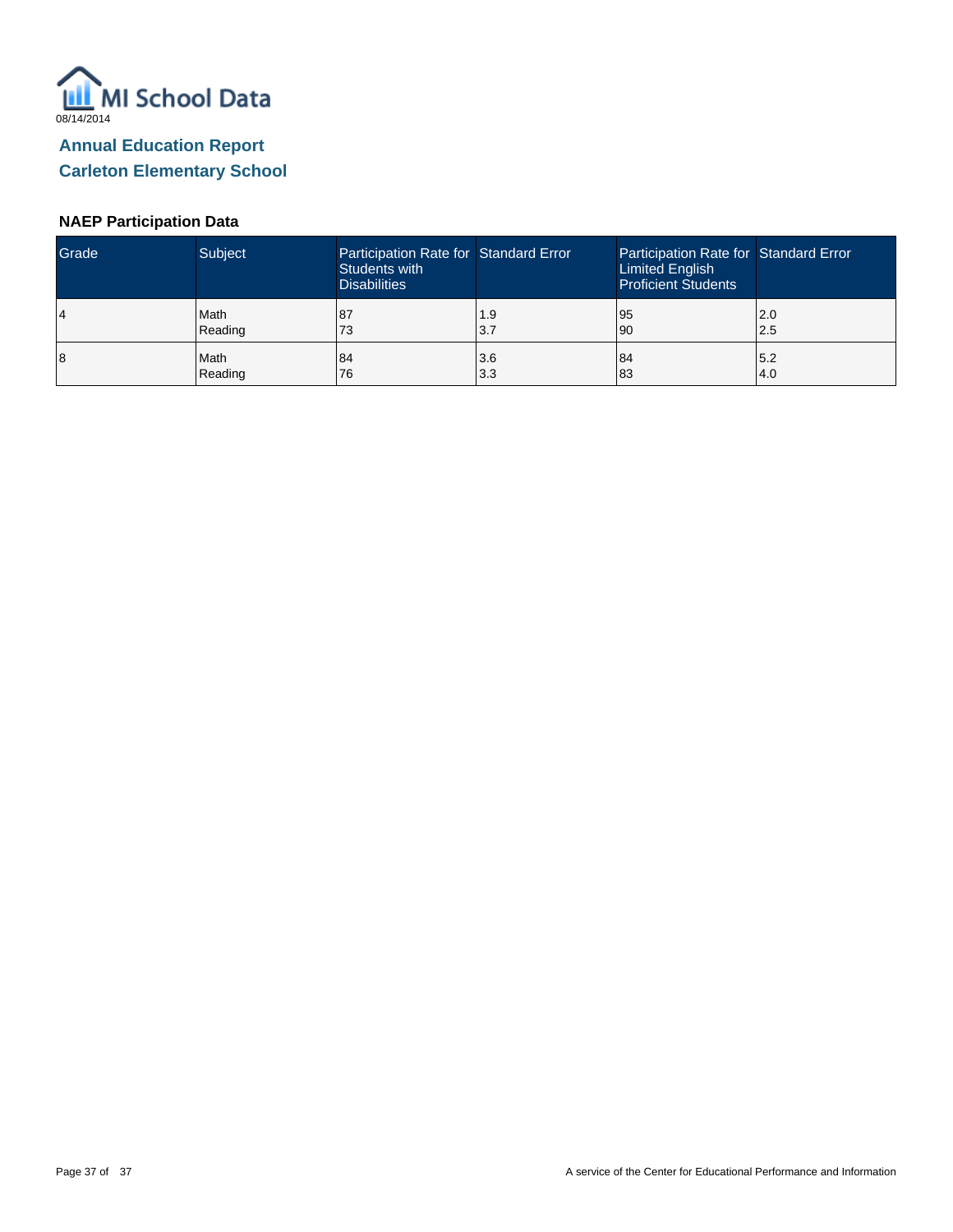MI School Data

08/14/2014

## Annual Education Report
## Carleton Elementary School

### NAEP Participation Data

| Grade | Subject | Participation Rate for Students with Disabilities | Standard Error | Participation Rate for Limited English Proficient Students | Standard Error |
|---|---|---|---|---|---|
| 4 | Math<br>Reading | 87<br>73 | 1.9<br>3.7 | 95<br>90 | 2.0<br>2.5 |
| 8 | Math<br>Reading | 84<br>76 | 3.6<br>3.3 | 84<br>83 | 5.2<br>4.0 |

A service of the Center for Educational Performance and Information